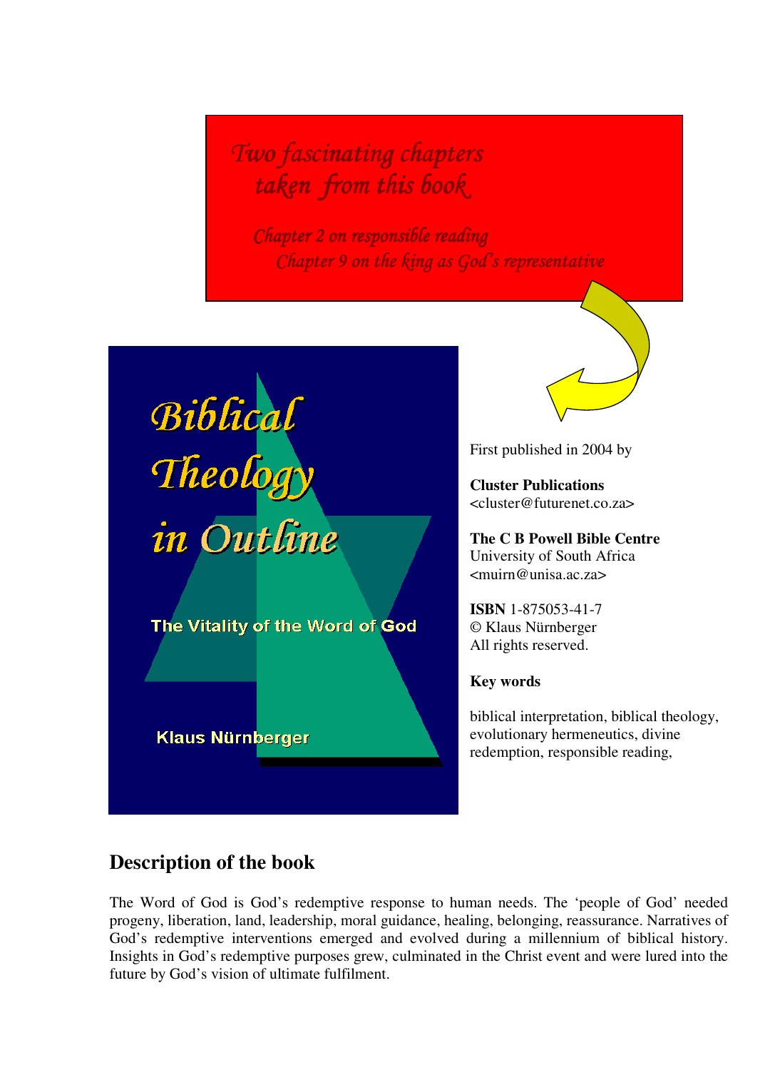*Two fascinating chapters taken from this book*

*Chapter 2 on responsible reading*

*Chapter 9 on the king as God's representative*

# Biblical Theology in Outline

## The Vitality of the Word of God

Klaus Nürnberger

First published in 2004 by

**Cluster Publications**
<cluster@futurenet.co.za>

**The C B Powell Bible Centre**
University of South Africa
<muirn@unisa.ac.za>

**ISBN** 1-875053-41-7
© Klaus Nürnberger
All rights reserved.

**Key words**

biblical interpretation, biblical theology, evolutionary hermeneutics, divine redemption, responsible reading,

## Description of the book

The Word of God is God's redemptive response to human needs. The 'people of God' needed progeny, liberation, land, leadership, moral guidance, healing, belonging, reassurance. Narratives of God's redemptive interventions emerged and evolved during a millennium of biblical history. Insights in God's redemptive purposes grew, culminated in the Christ event and were lured into the future by God's vision of ultimate fulfilment.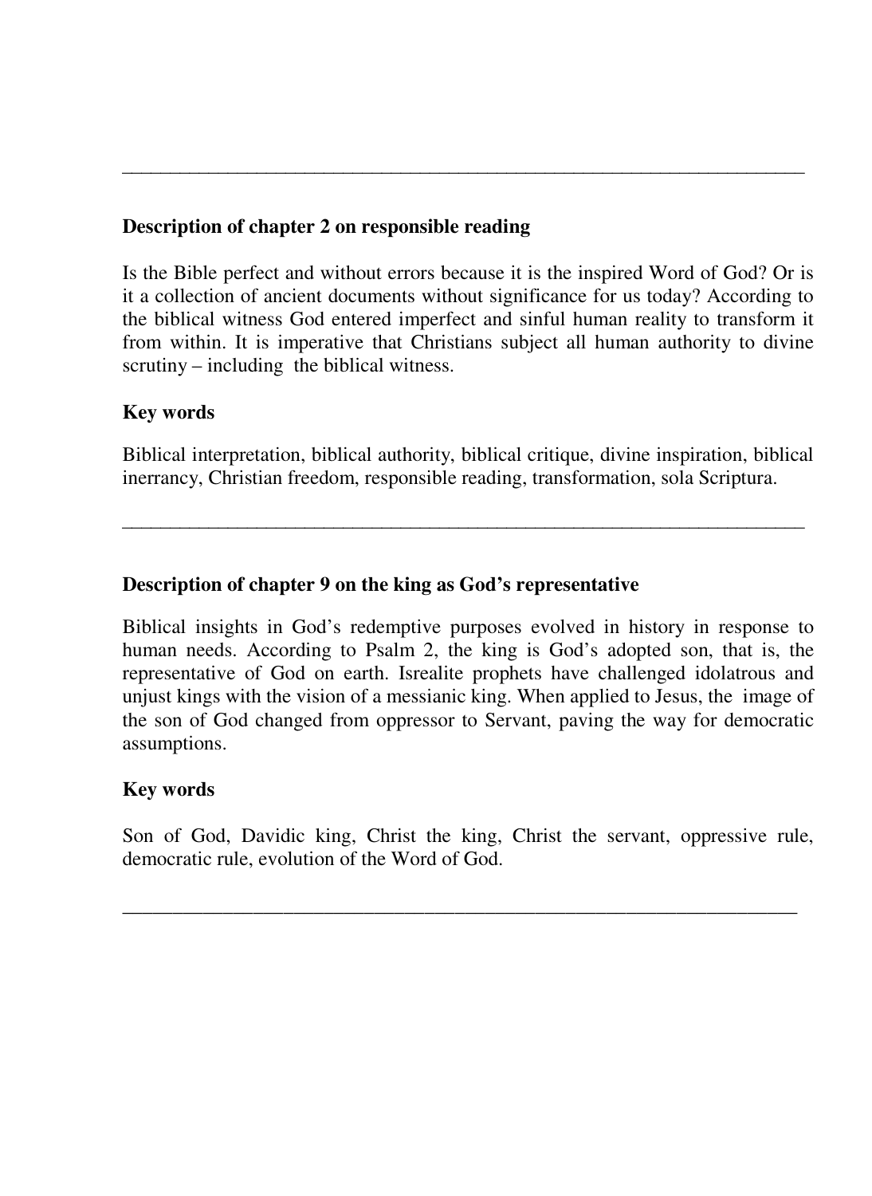---

### Description of chapter 2 on responsible reading

Is the Bible perfect and without errors because it is the inspired Word of God? Or is it a collection of ancient documents without significance for us today? According to the biblical witness God entered imperfect and sinful human reality to transform it from within. It is imperative that Christians subject all human authority to divine scrutiny – including the biblical witness.

### Key words

Biblical interpretation, biblical authority, biblical critique, divine inspiration, biblical inerrancy, Christian freedom, responsible reading, transformation, sola Scriptura.

---

### Description of chapter 9 on the king as God's representative

Biblical insights in God's redemptive purposes evolved in history in response to human needs. According to Psalm 2, the king is God's adopted son, that is, the representative of God on earth. Isrealite prophets have challenged idolatrous and unjust kings with the vision of a messianic king. When applied to Jesus, the image of the son of God changed from oppressor to Servant, paving the way for democratic assumptions.

### Key words

Son of God, Davidic king, Christ the king, Christ the servant, oppressive rule, democratic rule, evolution of the Word of God.

---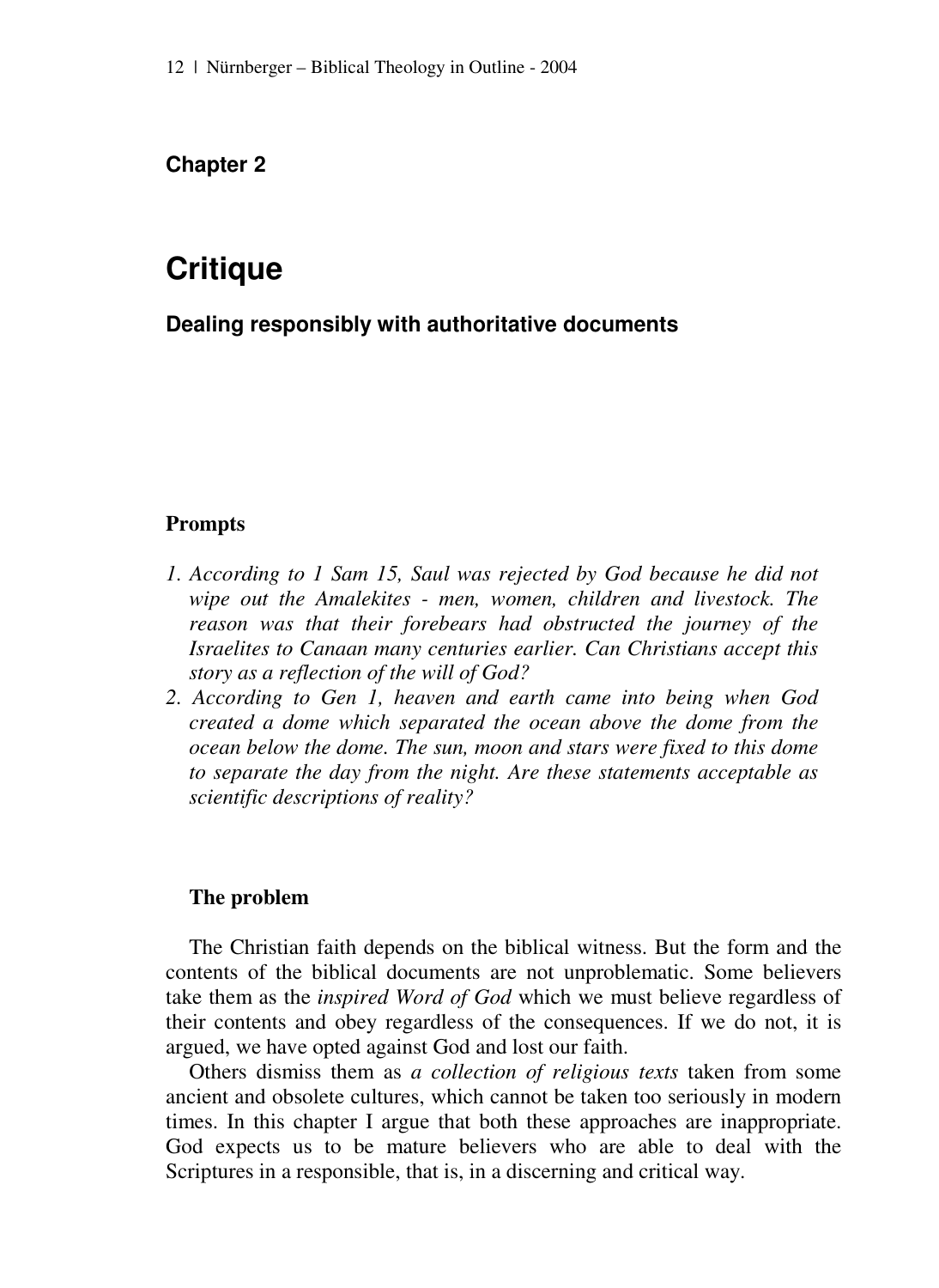# Chapter 2

# Critique

## Dealing responsibly with authoritative documents

### Prompts

1. *According to 1 Sam 15, Saul was rejected by God because he did not wipe out the Amalekites - men, women, children and livestock. The reason was that their forebears had obstructed the journey of the Israelites to Canaan many centuries earlier. Can Christians accept this story as a reflection of the will of God?*
2. *According to Gen 1, heaven and earth came into being when God created a dome which separated the ocean above the dome from the ocean below the dome. The sun, moon and stars were fixed to this dome to separate the day from the night. Are these statements acceptable as scientific descriptions of reality?*

### The problem

The Christian faith depends on the biblical witness. But the form and the contents of the biblical documents are not unproblematic. Some believers take them as the *inspired Word of God* which we must believe regardless of their contents and obey regardless of the consequences. If we do not, it is argued, we have opted against God and lost our faith.

Others dismiss them as *a collection of religious texts* taken from some ancient and obsolete cultures, which cannot be taken too seriously in modern times. In this chapter I argue that both these approaches are inappropriate. God expects us to be mature believers who are able to deal with the Scriptures in a responsible, that is, in a discerning and critical way.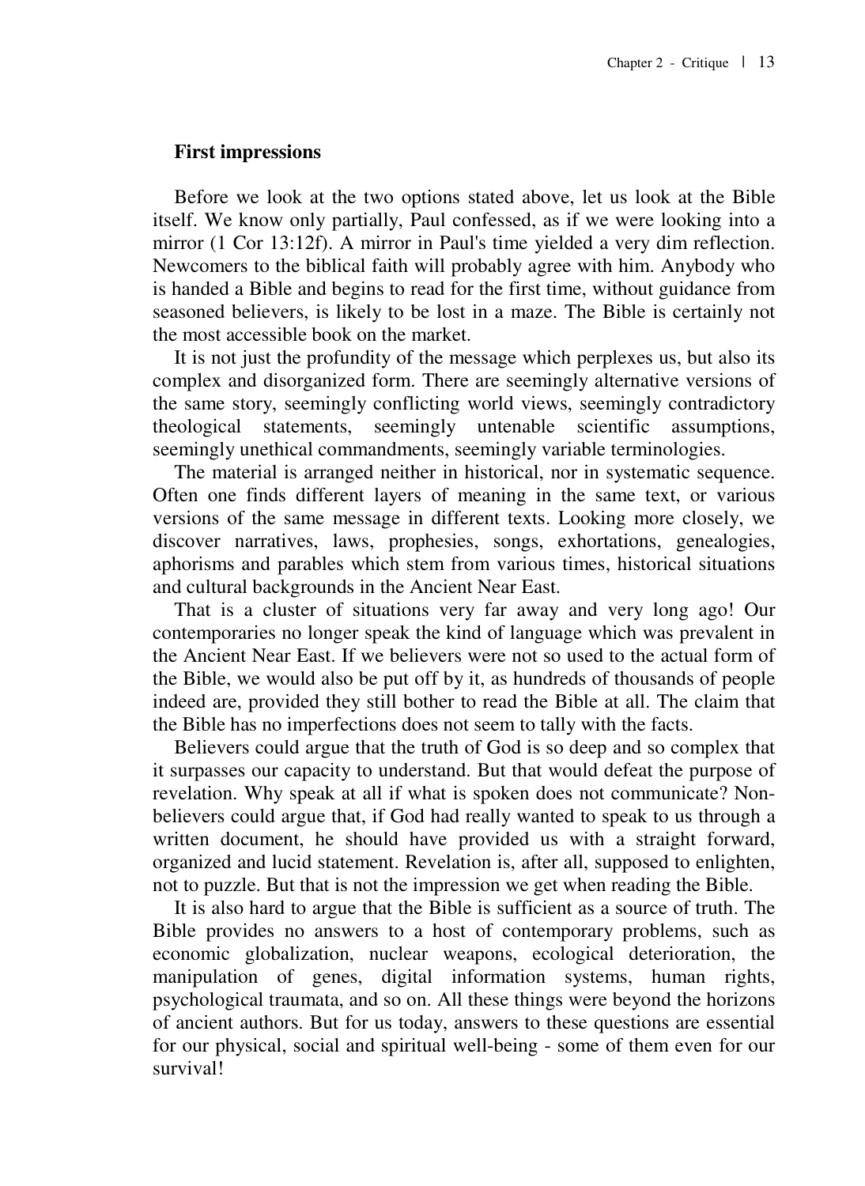## First impressions

Before we look at the two options stated above, let us look at the Bible itself. We know only partially, Paul confessed, as if we were looking into a mirror (1 Cor 13:12f). A mirror in Paul's time yielded a very dim reflection. Newcomers to the biblical faith will probably agree with him. Anybody who is handed a Bible and begins to read for the first time, without guidance from seasoned believers, is likely to be lost in a maze. The Bible is certainly not the most accessible book on the market.

It is not just the profundity of the message which perplexes us, but also its complex and disorganized form. There are seemingly alternative versions of the same story, seemingly conflicting world views, seemingly contradictory theological statements, seemingly untenable scientific assumptions, seemingly unethical commandments, seemingly variable terminologies.

The material is arranged neither in historical, nor in systematic sequence. Often one finds different layers of meaning in the same text, or various versions of the same message in different texts. Looking more closely, we discover narratives, laws, prophesies, songs, exhortations, genealogies, aphorisms and parables which stem from various times, historical situations and cultural backgrounds in the Ancient Near East.

That is a cluster of situations very far away and very long ago! Our contemporaries no longer speak the kind of language which was prevalent in the Ancient Near East. If we believers were not so used to the actual form of the Bible, we would also be put off by it, as hundreds of thousands of people indeed are, provided they still bother to read the Bible at all. The claim that the Bible has no imperfections does not seem to tally with the facts.

Believers could argue that the truth of God is so deep and so complex that it surpasses our capacity to understand. But that would defeat the purpose of revelation. Why speak at all if what is spoken does not communicate? Non-believers could argue that, if God had really wanted to speak to us through a written document, he should have provided us with a straight forward, organized and lucid statement. Revelation is, after all, supposed to enlighten, not to puzzle. But that is not the impression we get when reading the Bible.

It is also hard to argue that the Bible is sufficient as a source of truth. The Bible provides no answers to a host of contemporary problems, such as economic globalization, nuclear weapons, ecological deterioration, the manipulation of genes, digital information systems, human rights, psychological traumata, and so on. All these things were beyond the horizons of ancient authors. But for us today, answers to these questions are essential for our physical, social and spiritual well-being - some of them even for our survival!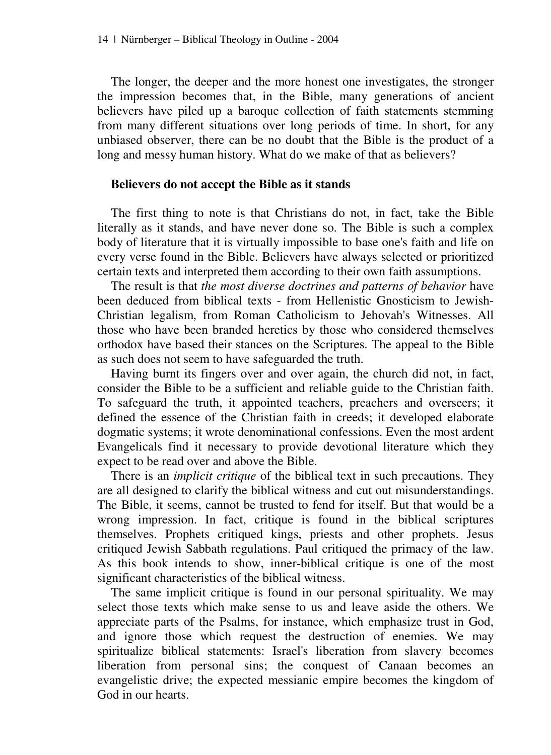The longer, the deeper and the more honest one investigates, the stronger the impression becomes that, in the Bible, many generations of ancient believers have piled up a baroque collection of faith statements stemming from many different situations over long periods of time. In short, for any unbiased observer, there can be no doubt that the Bible is the product of a long and messy human history. What do we make of that as believers?

### Believers do not accept the Bible as it stands

The first thing to note is that Christians do not, in fact, take the Bible literally as it stands, and have never done so. The Bible is such a complex body of literature that it is virtually impossible to base one's faith and life on every verse found in the Bible. Believers have always selected or prioritized certain texts and interpreted them according to their own faith assumptions.

The result is that *the most diverse doctrines and patterns of behavior* have been deduced from biblical texts - from Hellenistic Gnosticism to Jewish-Christian legalism, from Roman Catholicism to Jehovah's Witnesses. All those who have been branded heretics by those who considered themselves orthodox have based their stances on the Scriptures. The appeal to the Bible as such does not seem to have safeguarded the truth.

Having burnt its fingers over and over again, the church did not, in fact, consider the Bible to be a sufficient and reliable guide to the Christian faith. To safeguard the truth, it appointed teachers, preachers and overseers; it defined the essence of the Christian faith in creeds; it developed elaborate dogmatic systems; it wrote denominational confessions. Even the most ardent Evangelicals find it necessary to provide devotional literature which they expect to be read over and above the Bible.

There is an *implicit critique* of the biblical text in such precautions. They are all designed to clarify the biblical witness and cut out misunderstandings. The Bible, it seems, cannot be trusted to fend for itself. But that would be a wrong impression. In fact, critique is found in the biblical scriptures themselves. Prophets critiqued kings, priests and other prophets. Jesus critiqued Jewish Sabbath regulations. Paul critiqued the primacy of the law. As this book intends to show, inner-biblical critique is one of the most significant characteristics of the biblical witness.

The same implicit critique is found in our personal spirituality. We may select those texts which make sense to us and leave aside the others. We appreciate parts of the Psalms, for instance, which emphasize trust in God, and ignore those which request the destruction of enemies. We may spiritualize biblical statements: Israel's liberation from slavery becomes liberation from personal sins; the conquest of Canaan becomes an evangelistic drive; the expected messianic empire becomes the kingdom of God in our hearts.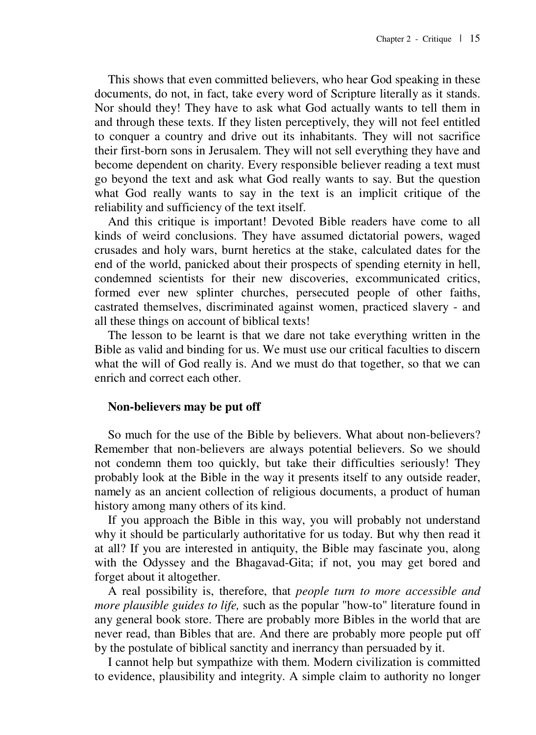This shows that even committed believers, who hear God speaking in these documents, do not, in fact, take every word of Scripture literally as it stands. Nor should they! They have to ask what God actually wants to tell them in and through these texts. If they listen perceptively, they will not feel entitled to conquer a country and drive out its inhabitants. They will not sacrifice their first-born sons in Jerusalem. They will not sell everything they have and become dependent on charity. Every responsible believer reading a text must go beyond the text and ask what God really wants to say. But the question what God really wants to say in the text is an implicit critique of the reliability and sufficiency of the text itself.

And this critique is important! Devoted Bible readers have come to all kinds of weird conclusions. They have assumed dictatorial powers, waged crusades and holy wars, burnt heretics at the stake, calculated dates for the end of the world, panicked about their prospects of spending eternity in hell, condemned scientists for their new discoveries, excommunicated critics, formed ever new splinter churches, persecuted people of other faiths, castrated themselves, discriminated against women, practiced slavery - and all these things on account of biblical texts!

The lesson to be learnt is that we dare not take everything written in the Bible as valid and binding for us. We must use our critical faculties to discern what the will of God really is. And we must do that together, so that we can enrich and correct each other.

### Non-believers may be put off

So much for the use of the Bible by believers. What about non-believers? Remember that non-believers are always potential believers. So we should not condemn them too quickly, but take their difficulties seriously! They probably look at the Bible in the way it presents itself to any outside reader, namely as an ancient collection of religious documents, a product of human history among many others of its kind.

If you approach the Bible in this way, you will probably not understand why it should be particularly authoritative for us today. But why then read it at all? If you are interested in antiquity, the Bible may fascinate you, along with the Odyssey and the Bhagavad-Gita; if not, you may get bored and forget about it altogether.

A real possibility is, therefore, that *people turn to more accessible and more plausible guides to life,* such as the popular "how-to" literature found in any general book store. There are probably more Bibles in the world that are never read, than Bibles that are. And there are probably more people put off by the postulate of biblical sanctity and inerrancy than persuaded by it.

I cannot help but sympathize with them. Modern civilization is committed to evidence, plausibility and integrity. A simple claim to authority no longer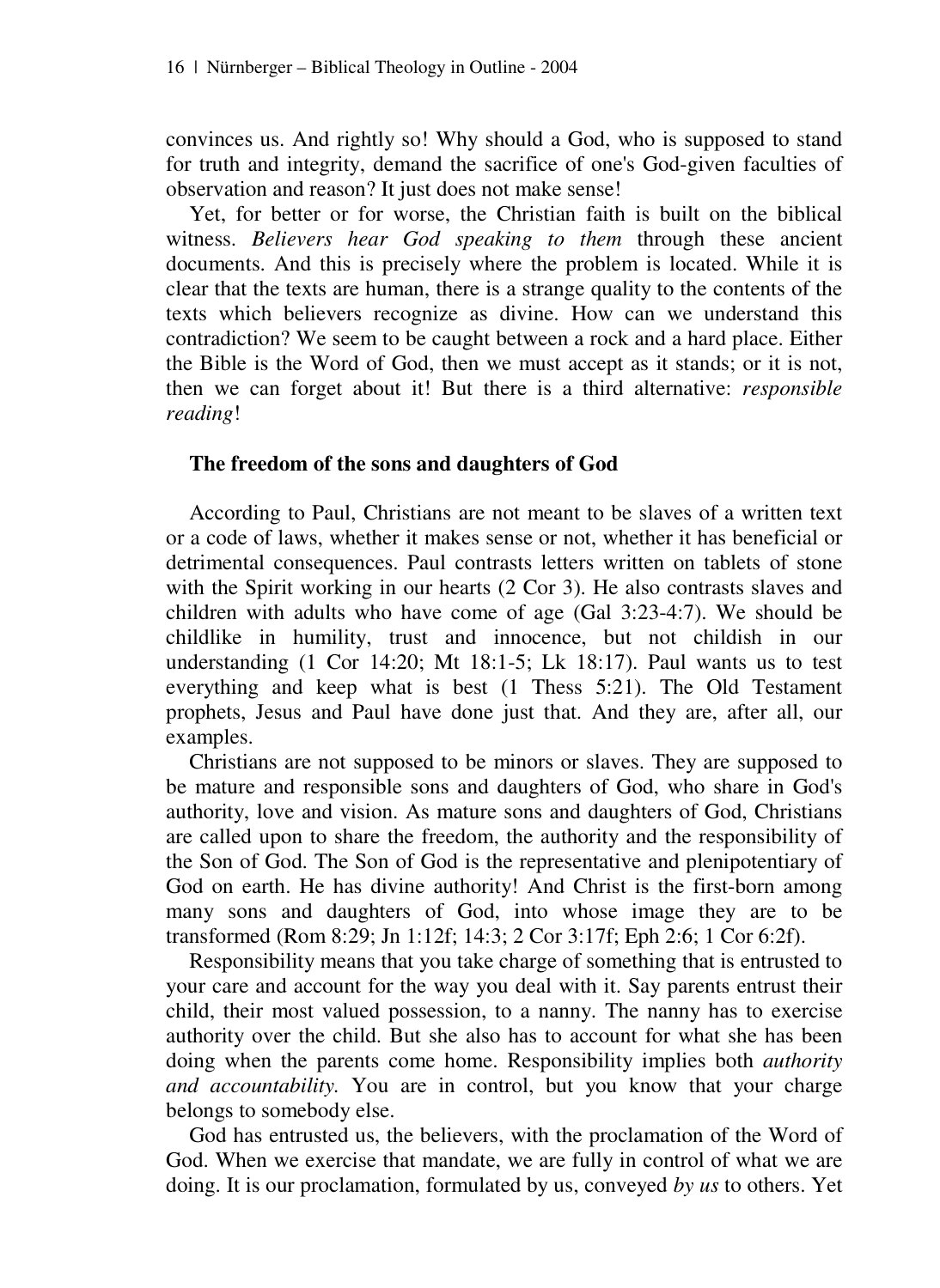convinces us. And rightly so! Why should a God, who is supposed to stand for truth and integrity, demand the sacrifice of one's God-given faculties of observation and reason? It just does not make sense!

Yet, for better or for worse, the Christian faith is built on the biblical witness. *Believers hear God speaking to them* through these ancient documents. And this is precisely where the problem is located. While it is clear that the texts are human, there is a strange quality to the contents of the texts which believers recognize as divine. How can we understand this contradiction? We seem to be caught between a rock and a hard place. Either the Bible is the Word of God, then we must accept as it stands; or it is not, then we can forget about it! But there is a third alternative: *responsible reading*!

### The freedom of the sons and daughters of God

According to Paul, Christians are not meant to be slaves of a written text or a code of laws, whether it makes sense or not, whether it has beneficial or detrimental consequences. Paul contrasts letters written on tablets of stone with the Spirit working in our hearts (2 Cor 3). He also contrasts slaves and children with adults who have come of age (Gal 3:23-4:7). We should be childlike in humility, trust and innocence, but not childish in our understanding (1 Cor 14:20; Mt 18:1-5; Lk 18:17). Paul wants us to test everything and keep what is best (1 Thess 5:21). The Old Testament prophets, Jesus and Paul have done just that. And they are, after all, our examples.

Christians are not supposed to be minors or slaves. They are supposed to be mature and responsible sons and daughters of God, who share in God's authority, love and vision. As mature sons and daughters of God, Christians are called upon to share the freedom, the authority and the responsibility of the Son of God. The Son of God is the representative and plenipotentiary of God on earth. He has divine authority! And Christ is the first-born among many sons and daughters of God, into whose image they are to be transformed (Rom 8:29; Jn 1:12f; 14:3; 2 Cor 3:17f; Eph 2:6; 1 Cor 6:2f).

Responsibility means that you take charge of something that is entrusted to your care and account for the way you deal with it. Say parents entrust their child, their most valued possession, to a nanny. The nanny has to exercise authority over the child. But she also has to account for what she has been doing when the parents come home. Responsibility implies both *authority and accountability.* You are in control, but you know that your charge belongs to somebody else.

God has entrusted us, the believers, with the proclamation of the Word of God. When we exercise that mandate, we are fully in control of what we are doing. It is our proclamation, formulated by us, conveyed *by us* to others. Yet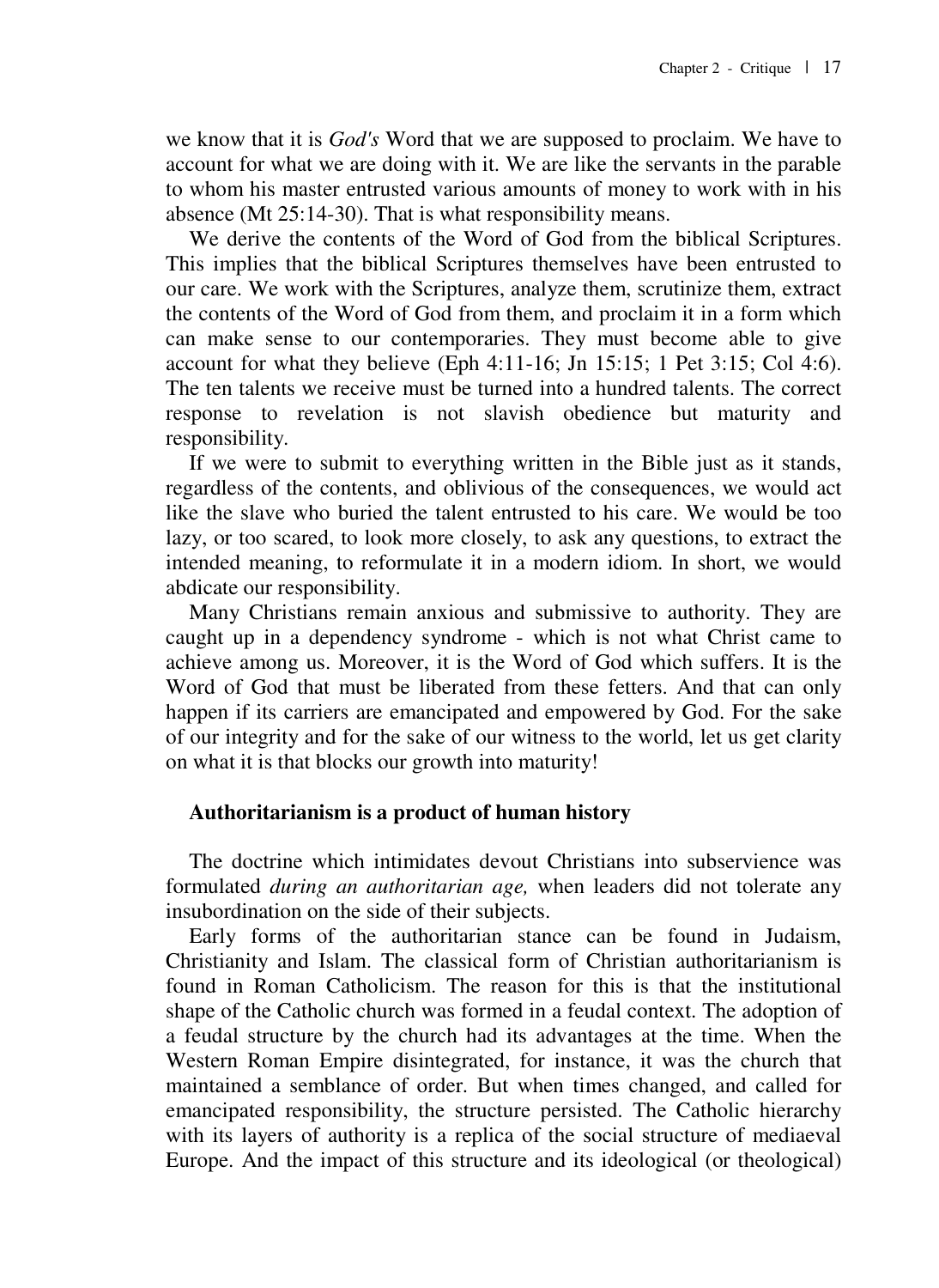we know that it is *God's* Word that we are supposed to proclaim. We have to account for what we are doing with it. We are like the servants in the parable to whom his master entrusted various amounts of money to work with in his absence (Mt 25:14-30). That is what responsibility means.

We derive the contents of the Word of God from the biblical Scriptures. This implies that the biblical Scriptures themselves have been entrusted to our care. We work with the Scriptures, analyze them, scrutinize them, extract the contents of the Word of God from them, and proclaim it in a form which can make sense to our contemporaries. They must become able to give account for what they believe (Eph 4:11-16; Jn 15:15; 1 Pet 3:15; Col 4:6). The ten talents we receive must be turned into a hundred talents. The correct response to revelation is not slavish obedience but maturity and responsibility.

If we were to submit to everything written in the Bible just as it stands, regardless of the contents, and oblivious of the consequences, we would act like the slave who buried the talent entrusted to his care. We would be too lazy, or too scared, to look more closely, to ask any questions, to extract the intended meaning, to reformulate it in a modern idiom. In short, we would abdicate our responsibility.

Many Christians remain anxious and submissive to authority. They are caught up in a dependency syndrome - which is not what Christ came to achieve among us. Moreover, it is the Word of God which suffers. It is the Word of God that must be liberated from these fetters. And that can only happen if its carriers are emancipated and empowered by God. For the sake of our integrity and for the sake of our witness to the world, let us get clarity on what it is that blocks our growth into maturity!

### Authoritarianism is a product of human history

The doctrine which intimidates devout Christians into subservience was formulated *during an authoritarian age,* when leaders did not tolerate any insubordination on the side of their subjects.

Early forms of the authoritarian stance can be found in Judaism, Christianity and Islam. The classical form of Christian authoritarianism is found in Roman Catholicism. The reason for this is that the institutional shape of the Catholic church was formed in a feudal context. The adoption of a feudal structure by the church had its advantages at the time. When the Western Roman Empire disintegrated, for instance, it was the church that maintained a semblance of order. But when times changed, and called for emancipated responsibility, the structure persisted. The Catholic hierarchy with its layers of authority is a replica of the social structure of mediaeval Europe. And the impact of this structure and its ideological (or theological)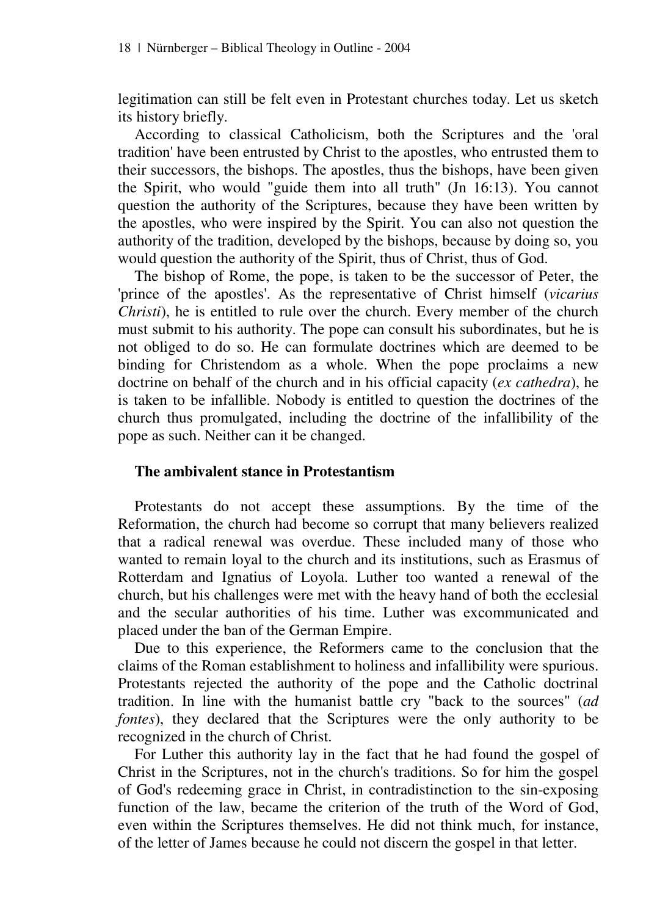legitimation can still be felt even in Protestant churches today. Let us sketch its history briefly.

According to classical Catholicism, both the Scriptures and the 'oral tradition' have been entrusted by Christ to the apostles, who entrusted them to their successors, the bishops. The apostles, thus the bishops, have been given the Spirit, who would "guide them into all truth" (Jn 16:13). You cannot question the authority of the Scriptures, because they have been written by the apostles, who were inspired by the Spirit. You can also not question the authority of the tradition, developed by the bishops, because by doing so, you would question the authority of the Spirit, thus of Christ, thus of God.

The bishop of Rome, the pope, is taken to be the successor of Peter, the 'prince of the apostles'. As the representative of Christ himself (*vicarius Christi*), he is entitled to rule over the church. Every member of the church must submit to his authority. The pope can consult his subordinates, but he is not obliged to do so. He can formulate doctrines which are deemed to be binding for Christendom as a whole. When the pope proclaims a new doctrine on behalf of the church and in his official capacity (*ex cathedra*), he is taken to be infallible. Nobody is entitled to question the doctrines of the church thus promulgated, including the doctrine of the infallibility of the pope as such. Neither can it be changed.

### The ambivalent stance in Protestantism

Protestants do not accept these assumptions. By the time of the Reformation, the church had become so corrupt that many believers realized that a radical renewal was overdue. These included many of those who wanted to remain loyal to the church and its institutions, such as Erasmus of Rotterdam and Ignatius of Loyola. Luther too wanted a renewal of the church, but his challenges were met with the heavy hand of both the ecclesial and the secular authorities of his time. Luther was excommunicated and placed under the ban of the German Empire.

Due to this experience, the Reformers came to the conclusion that the claims of the Roman establishment to holiness and infallibility were spurious. Protestants rejected the authority of the pope and the Catholic doctrinal tradition. In line with the humanist battle cry "back to the sources" (*ad fontes*), they declared that the Scriptures were the only authority to be recognized in the church of Christ.

For Luther this authority lay in the fact that he had found the gospel of Christ in the Scriptures, not in the church's traditions. So for him the gospel of God's redeeming grace in Christ, in contradistinction to the sin-exposing function of the law, became the criterion of the truth of the Word of God, even within the Scriptures themselves. He did not think much, for instance, of the letter of James because he could not discern the gospel in that letter.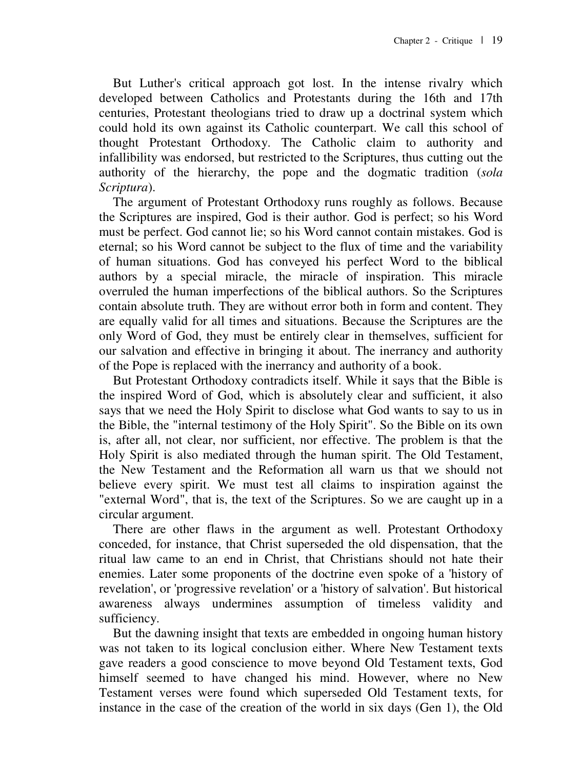But Luther's critical approach got lost. In the intense rivalry which developed between Catholics and Protestants during the 16th and 17th centuries, Protestant theologians tried to draw up a doctrinal system which could hold its own against its Catholic counterpart. We call this school of thought Protestant Orthodoxy. The Catholic claim to authority and infallibility was endorsed, but restricted to the Scriptures, thus cutting out the authority of the hierarchy, the pope and the dogmatic tradition (*sola Scriptura*).

The argument of Protestant Orthodoxy runs roughly as follows. Because the Scriptures are inspired, God is their author. God is perfect; so his Word must be perfect. God cannot lie; so his Word cannot contain mistakes. God is eternal; so his Word cannot be subject to the flux of time and the variability of human situations. God has conveyed his perfect Word to the biblical authors by a special miracle, the miracle of inspiration. This miracle overruled the human imperfections of the biblical authors. So the Scriptures contain absolute truth. They are without error both in form and content. They are equally valid for all times and situations. Because the Scriptures are the only Word of God, they must be entirely clear in themselves, sufficient for our salvation and effective in bringing it about. The inerrancy and authority of the Pope is replaced with the inerrancy and authority of a book.

But Protestant Orthodoxy contradicts itself. While it says that the Bible is the inspired Word of God, which is absolutely clear and sufficient, it also says that we need the Holy Spirit to disclose what God wants to say to us in the Bible, the "internal testimony of the Holy Spirit". So the Bible on its own is, after all, not clear, nor sufficient, nor effective. The problem is that the Holy Spirit is also mediated through the human spirit. The Old Testament, the New Testament and the Reformation all warn us that we should not believe every spirit. We must test all claims to inspiration against the "external Word", that is, the text of the Scriptures. So we are caught up in a circular argument.

There are other flaws in the argument as well. Protestant Orthodoxy conceded, for instance, that Christ superseded the old dispensation, that the ritual law came to an end in Christ, that Christians should not hate their enemies. Later some proponents of the doctrine even spoke of a 'history of revelation', or 'progressive revelation' or a 'history of salvation'. But historical awareness always undermines assumption of timeless validity and sufficiency.

But the dawning insight that texts are embedded in ongoing human history was not taken to its logical conclusion either. Where New Testament texts gave readers a good conscience to move beyond Old Testament texts, God himself seemed to have changed his mind. However, where no New Testament verses were found which superseded Old Testament texts, for instance in the case of the creation of the world in six days (Gen 1), the Old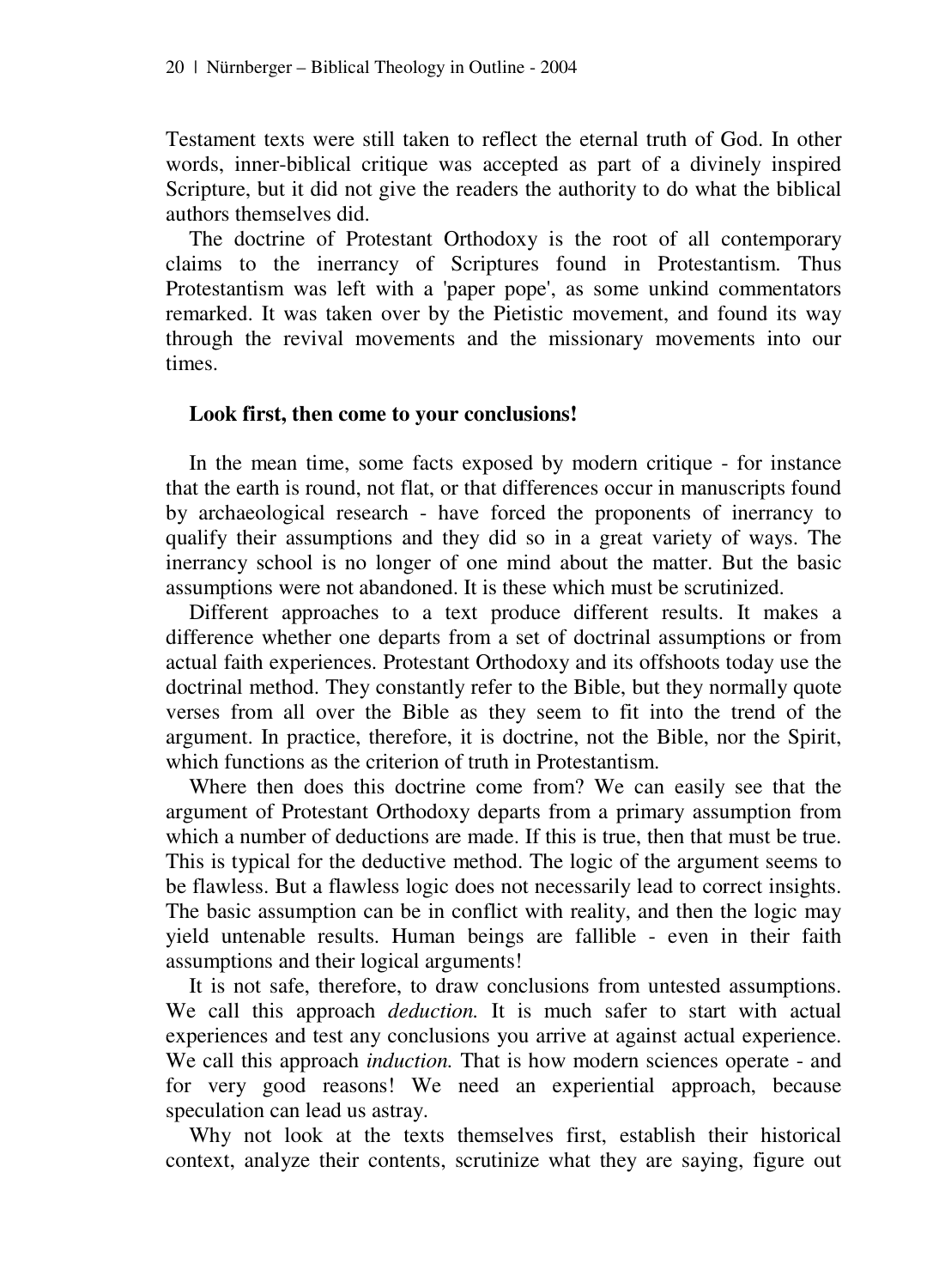Testament texts were still taken to reflect the eternal truth of God. In other words, inner-biblical critique was accepted as part of a divinely inspired Scripture, but it did not give the readers the authority to do what the biblical authors themselves did.

The doctrine of Protestant Orthodoxy is the root of all contemporary claims to the inerrancy of Scriptures found in Protestantism. Thus Protestantism was left with a 'paper pope', as some unkind commentators remarked. It was taken over by the Pietistic movement, and found its way through the revival movements and the missionary movements into our times.

**Look first, then come to your conclusions!**

In the mean time, some facts exposed by modern critique - for instance that the earth is round, not flat, or that differences occur in manuscripts found by archaeological research - have forced the proponents of inerrancy to qualify their assumptions and they did so in a great variety of ways. The inerrancy school is no longer of one mind about the matter. But the basic assumptions were not abandoned. It is these which must be scrutinized.

Different approaches to a text produce different results. It makes a difference whether one departs from a set of doctrinal assumptions or from actual faith experiences. Protestant Orthodoxy and its offshoots today use the doctrinal method. They constantly refer to the Bible, but they normally quote verses from all over the Bible as they seem to fit into the trend of the argument. In practice, therefore, it is doctrine, not the Bible, nor the Spirit, which functions as the criterion of truth in Protestantism.

Where then does this doctrine come from? We can easily see that the argument of Protestant Orthodoxy departs from a primary assumption from which a number of deductions are made. If this is true, then that must be true. This is typical for the deductive method. The logic of the argument seems to be flawless. But a flawless logic does not necessarily lead to correct insights. The basic assumption can be in conflict with reality, and then the logic may yield untenable results. Human beings are fallible - even in their faith assumptions and their logical arguments!

It is not safe, therefore, to draw conclusions from untested assumptions. We call this approach *deduction.* It is much safer to start with actual experiences and test any conclusions you arrive at against actual experience. We call this approach *induction.* That is how modern sciences operate - and for very good reasons! We need an experiential approach, because speculation can lead us astray.

Why not look at the texts themselves first, establish their historical context, analyze their contents, scrutinize what they are saying, figure out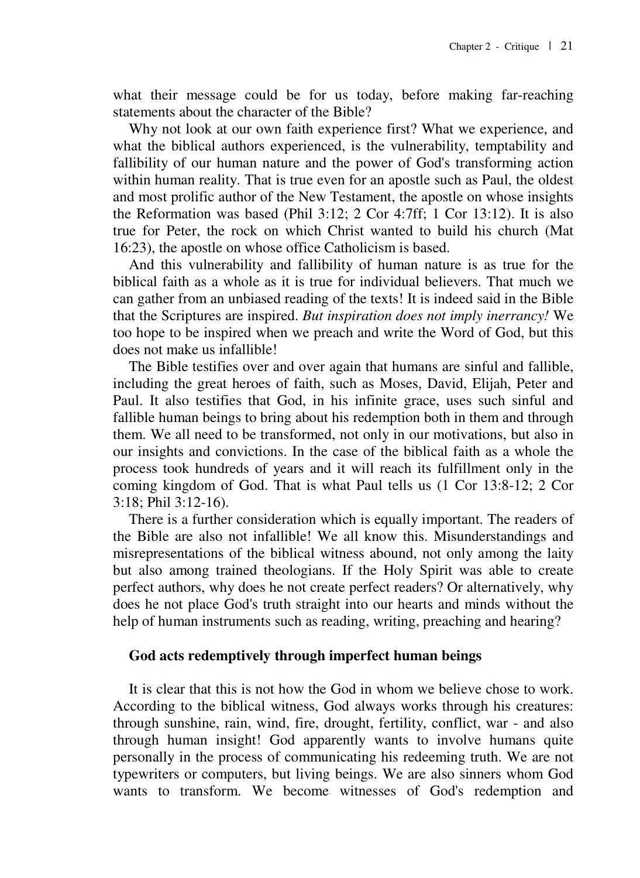what their message could be for us today, before making far-reaching statements about the character of the Bible?

Why not look at our own faith experience first? What we experience, and what the biblical authors experienced, is the vulnerability, temptability and fallibility of our human nature and the power of God's transforming action within human reality. That is true even for an apostle such as Paul, the oldest and most prolific author of the New Testament, the apostle on whose insights the Reformation was based (Phil 3:12; 2 Cor 4:7ff; 1 Cor 13:12). It is also true for Peter, the rock on which Christ wanted to build his church (Mat 16:23), the apostle on whose office Catholicism is based.

And this vulnerability and fallibility of human nature is as true for the biblical faith as a whole as it is true for individual believers. That much we can gather from an unbiased reading of the texts! It is indeed said in the Bible that the Scriptures are inspired. *But inspiration does not imply inerrancy!* We too hope to be inspired when we preach and write the Word of God, but this does not make us infallible!

The Bible testifies over and over again that humans are sinful and fallible, including the great heroes of faith, such as Moses, David, Elijah, Peter and Paul. It also testifies that God, in his infinite grace, uses such sinful and fallible human beings to bring about his redemption both in them and through them. We all need to be transformed, not only in our motivations, but also in our insights and convictions. In the case of the biblical faith as a whole the process took hundreds of years and it will reach its fulfillment only in the coming kingdom of God. That is what Paul tells us (1 Cor 13:8-12; 2 Cor 3:18; Phil 3:12-16).

There is a further consideration which is equally important. The readers of the Bible are also not infallible! We all know this. Misunderstandings and misrepresentations of the biblical witness abound, not only among the laity but also among trained theologians. If the Holy Spirit was able to create perfect authors, why does he not create perfect readers? Or alternatively, why does he not place God's truth straight into our hearts and minds without the help of human instruments such as reading, writing, preaching and hearing?

### God acts redemptively through imperfect human beings

It is clear that this is not how the God in whom we believe chose to work. According to the biblical witness, God always works through his creatures: through sunshine, rain, wind, fire, drought, fertility, conflict, war - and also through human insight! God apparently wants to involve humans quite personally in the process of communicating his redeeming truth. We are not typewriters or computers, but living beings. We are also sinners whom God wants to transform. We become witnesses of God's redemption and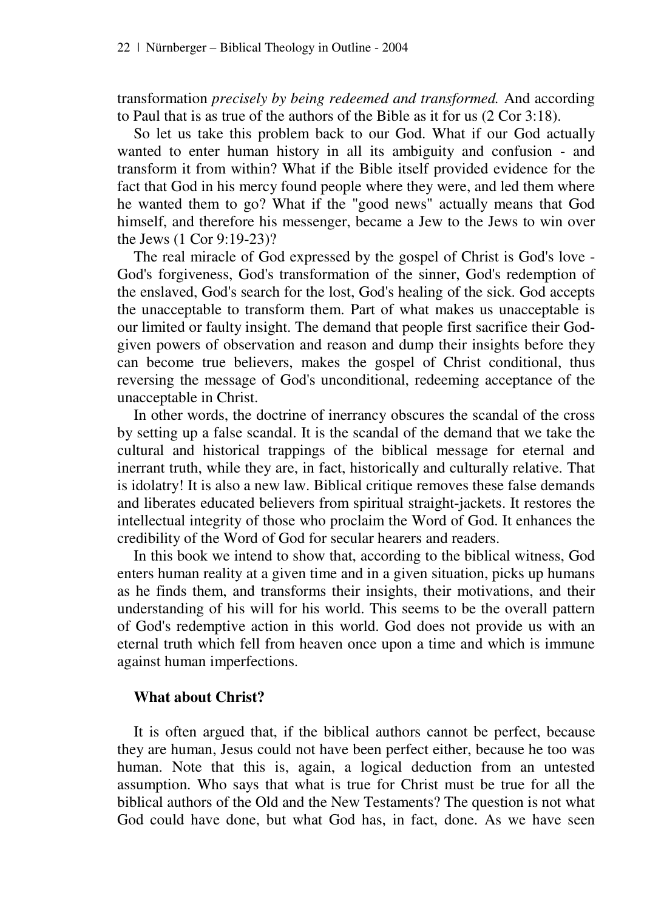transformation *precisely by being redeemed and transformed.* And according to Paul that is as true of the authors of the Bible as it for us (2 Cor 3:18).

So let us take this problem back to our God. What if our God actually wanted to enter human history in all its ambiguity and confusion - and transform it from within? What if the Bible itself provided evidence for the fact that God in his mercy found people where they were, and led them where he wanted them to go? What if the "good news" actually means that God himself, and therefore his messenger, became a Jew to the Jews to win over the Jews (1 Cor 9:19-23)?

The real miracle of God expressed by the gospel of Christ is God's love - God's forgiveness, God's transformation of the sinner, God's redemption of the enslaved, God's search for the lost, God's healing of the sick. God accepts the unacceptable to transform them. Part of what makes us unacceptable is our limited or faulty insight. The demand that people first sacrifice their God-given powers of observation and reason and dump their insights before they can become true believers, makes the gospel of Christ conditional, thus reversing the message of God's unconditional, redeeming acceptance of the unacceptable in Christ.

In other words, the doctrine of inerrancy obscures the scandal of the cross by setting up a false scandal. It is the scandal of the demand that we take the cultural and historical trappings of the biblical message for eternal and inerrant truth, while they are, in fact, historically and culturally relative. That is idolatry! It is also a new law. Biblical critique removes these false demands and liberates educated believers from spiritual straight-jackets. It restores the intellectual integrity of those who proclaim the Word of God. It enhances the credibility of the Word of God for secular hearers and readers.

In this book we intend to show that, according to the biblical witness, God enters human reality at a given time and in a given situation, picks up humans as he finds them, and transforms their insights, their motivations, and their understanding of his will for his world. This seems to be the overall pattern of God's redemptive action in this world. God does not provide us with an eternal truth which fell from heaven once upon a time and which is immune against human imperfections.

### What about Christ?

It is often argued that, if the biblical authors cannot be perfect, because they are human, Jesus could not have been perfect either, because he too was human. Note that this is, again, a logical deduction from an untested assumption. Who says that what is true for Christ must be true for all the biblical authors of the Old and the New Testaments? The question is not what God could have done, but what God has, in fact, done. As we have seen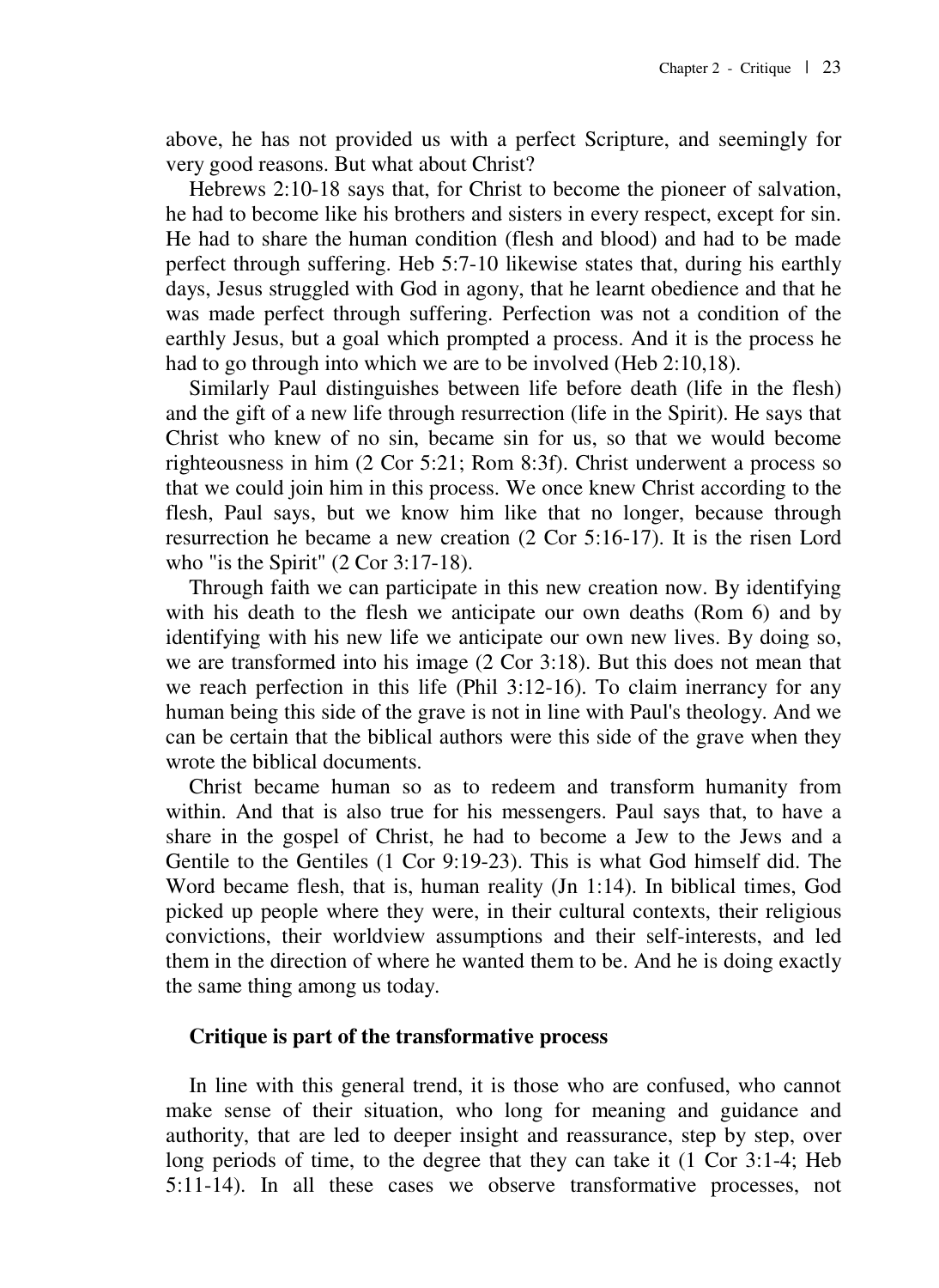above, he has not provided us with a perfect Scripture, and seemingly for very good reasons. But what about Christ?

Hebrews 2:10-18 says that, for Christ to become the pioneer of salvation, he had to become like his brothers and sisters in every respect, except for sin. He had to share the human condition (flesh and blood) and had to be made perfect through suffering. Heb 5:7-10 likewise states that, during his earthly days, Jesus struggled with God in agony, that he learnt obedience and that he was made perfect through suffering. Perfection was not a condition of the earthly Jesus, but a goal which prompted a process. And it is the process he had to go through into which we are to be involved (Heb 2:10,18).

Similarly Paul distinguishes between life before death (life in the flesh) and the gift of a new life through resurrection (life in the Spirit). He says that Christ who knew of no sin, became sin for us, so that we would become righteousness in him (2 Cor 5:21; Rom 8:3f). Christ underwent a process so that we could join him in this process. We once knew Christ according to the flesh, Paul says, but we know him like that no longer, because through resurrection he became a new creation (2 Cor 5:16-17). It is the risen Lord who "is the Spirit" (2 Cor 3:17-18).

Through faith we can participate in this new creation now. By identifying with his death to the flesh we anticipate our own deaths (Rom 6) and by identifying with his new life we anticipate our own new lives. By doing so, we are transformed into his image (2 Cor 3:18). But this does not mean that we reach perfection in this life (Phil 3:12-16). To claim inerrancy for any human being this side of the grave is not in line with Paul's theology. And we can be certain that the biblical authors were this side of the grave when they wrote the biblical documents.

Christ became human so as to redeem and transform humanity from within. And that is also true for his messengers. Paul says that, to have a share in the gospel of Christ, he had to become a Jew to the Jews and a Gentile to the Gentiles (1 Cor 9:19-23). This is what God himself did. The Word became flesh, that is, human reality (Jn 1:14). In biblical times, God picked up people where they were, in their cultural contexts, their religious convictions, their worldview assumptions and their self-interests, and led them in the direction of where he wanted them to be. And he is doing exactly the same thing among us today.

### Critique is part of the transformative process

In line with this general trend, it is those who are confused, who cannot make sense of their situation, who long for meaning and guidance and authority, that are led to deeper insight and reassurance, step by step, over long periods of time, to the degree that they can take it (1 Cor 3:1-4; Heb 5:11-14). In all these cases we observe transformative processes, not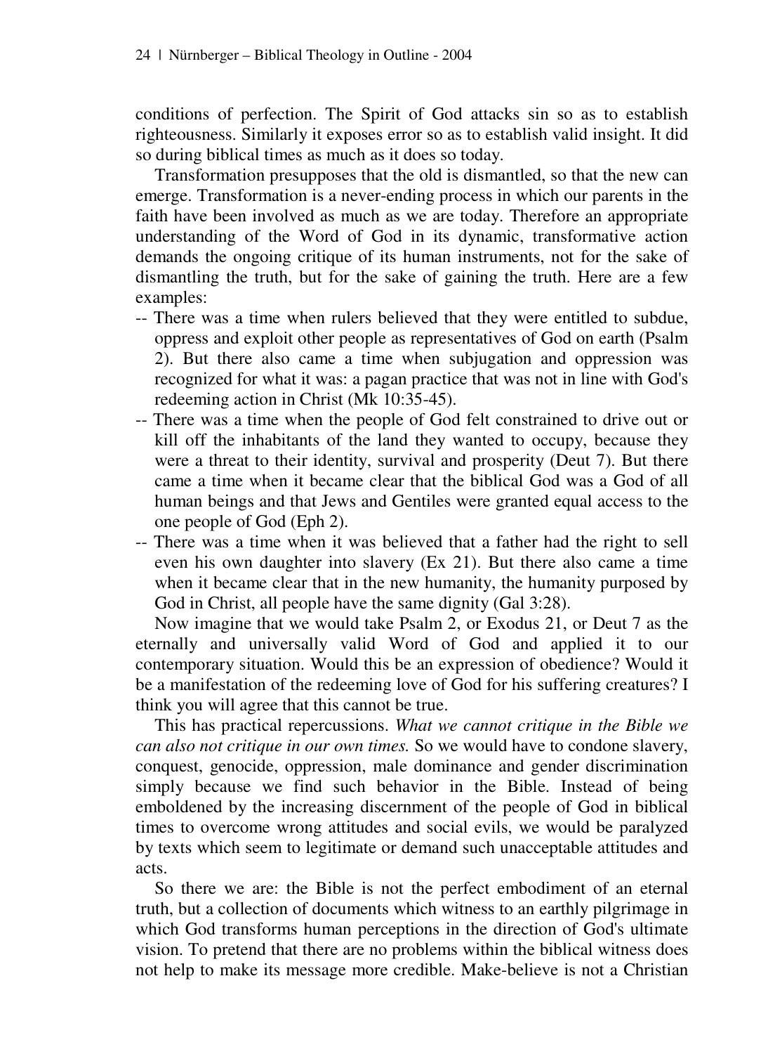conditions of perfection. The Spirit of God attacks sin so as to establish righteousness. Similarly it exposes error so as to establish valid insight. It did so during biblical times as much as it does so today.

Transformation presupposes that the old is dismantled, so that the new can emerge. Transformation is a never-ending process in which our parents in the faith have been involved as much as we are today. Therefore an appropriate understanding of the Word of God in its dynamic, transformative action demands the ongoing critique of its human instruments, not for the sake of dismantling the truth, but for the sake of gaining the truth. Here are a few examples:

- There was a time when rulers believed that they were entitled to subdue, oppress and exploit other people as representatives of God on earth (Psalm 2). But there also came a time when subjugation and oppression was recognized for what it was: a pagan practice that was not in line with God's redeeming action in Christ (Mk 10:35-45).
- There was a time when the people of God felt constrained to drive out or kill off the inhabitants of the land they wanted to occupy, because they were a threat to their identity, survival and prosperity (Deut 7). But there came a time when it became clear that the biblical God was a God of all human beings and that Jews and Gentiles were granted equal access to the one people of God (Eph 2).
- There was a time when it was believed that a father had the right to sell even his own daughter into slavery (Ex 21). But there also came a time when it became clear that in the new humanity, the humanity purposed by God in Christ, all people have the same dignity (Gal 3:28).

Now imagine that we would take Psalm 2, or Exodus 21, or Deut 7 as the eternally and universally valid Word of God and applied it to our contemporary situation. Would this be an expression of obedience? Would it be a manifestation of the redeeming love of God for his suffering creatures? I think you will agree that this cannot be true.

This has practical repercussions. *What we cannot critique in the Bible we can also not critique in our own times.* So we would have to condone slavery, conquest, genocide, oppression, male dominance and gender discrimination simply because we find such behavior in the Bible. Instead of being emboldened by the increasing discernment of the people of God in biblical times to overcome wrong attitudes and social evils, we would be paralyzed by texts which seem to legitimate or demand such unacceptable attitudes and acts.

So there we are: the Bible is not the perfect embodiment of an eternal truth, but a collection of documents which witness to an earthly pilgrimage in which God transforms human perceptions in the direction of God's ultimate vision. To pretend that there are no problems within the biblical witness does not help to make its message more credible. Make-believe is not a Christian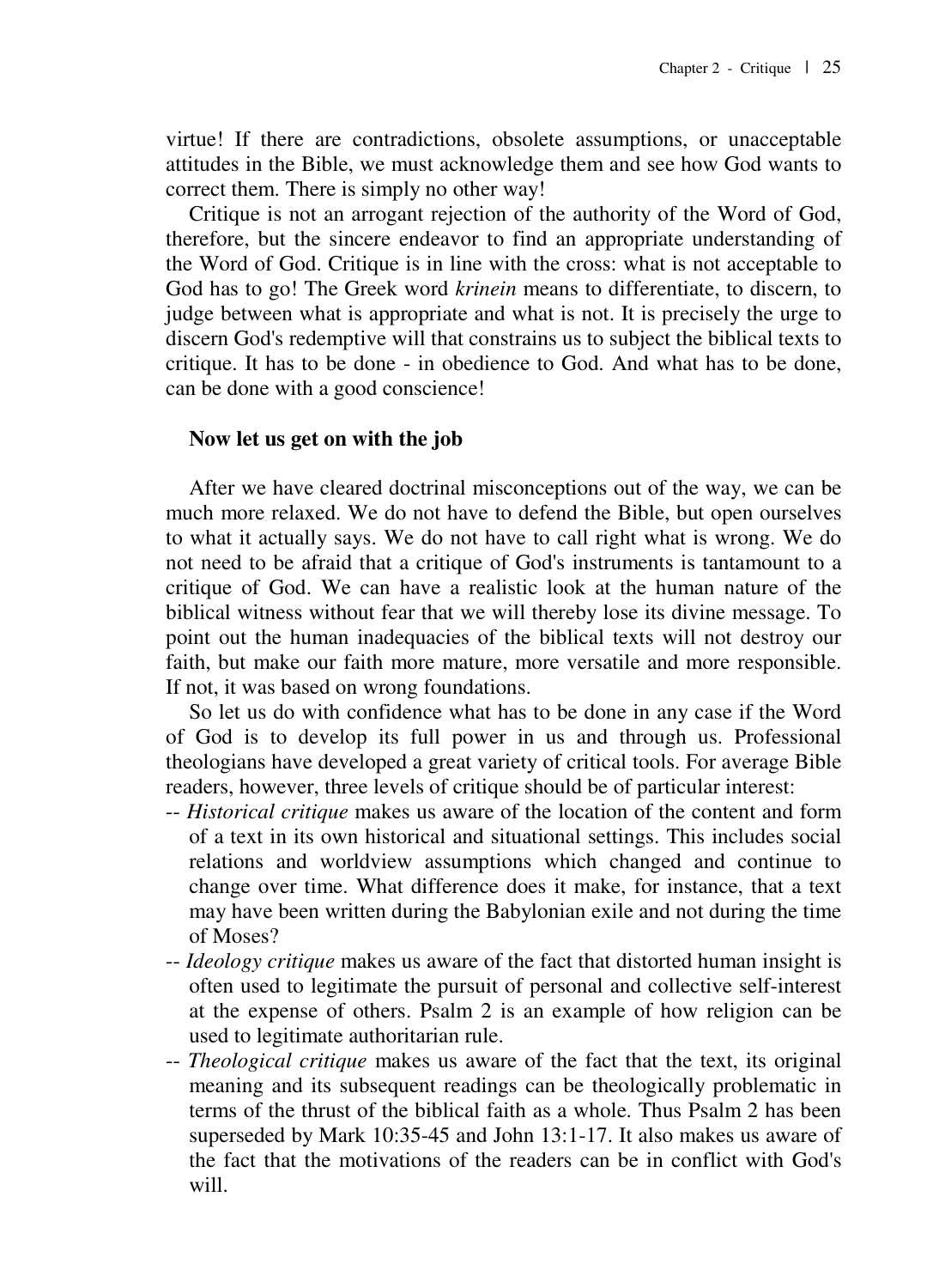virtue! If there are contradictions, obsolete assumptions, or unacceptable attitudes in the Bible, we must acknowledge them and see how God wants to correct them. There is simply no other way!

Critique is not an arrogant rejection of the authority of the Word of God, therefore, but the sincere endeavor to find an appropriate understanding of the Word of God. Critique is in line with the cross: what is not acceptable to God has to go! The Greek word *krinein* means to differentiate, to discern, to judge between what is appropriate and what is not. It is precisely the urge to discern God's redemptive will that constrains us to subject the biblical texts to critique. It has to be done - in obedience to God. And what has to be done, can be done with a good conscience!

**Now let us get on with the job**

After we have cleared doctrinal misconceptions out of the way, we can be much more relaxed. We do not have to defend the Bible, but open ourselves to what it actually says. We do not have to call right what is wrong. We do not need to be afraid that a critique of God's instruments is tantamount to a critique of God. We can have a realistic look at the human nature of the biblical witness without fear that we will thereby lose its divine message. To point out the human inadequacies of the biblical texts will not destroy our faith, but make our faith more mature, more versatile and more responsible. If not, it was based on wrong foundations.

So let us do with confidence what has to be done in any case if the Word of God is to develop its full power in us and through us. Professional theologians have developed a great variety of critical tools. For average Bible readers, however, three levels of critique should be of particular interest:

- *Historical critique* makes us aware of the location of the content and form of a text in its own historical and situational settings. This includes social relations and worldview assumptions which changed and continue to change over time. What difference does it make, for instance, that a text may have been written during the Babylonian exile and not during the time of Moses?
- *Ideology critique* makes us aware of the fact that distorted human insight is often used to legitimate the pursuit of personal and collective self-interest at the expense of others. Psalm 2 is an example of how religion can be used to legitimate authoritarian rule.
- *Theological critique* makes us aware of the fact that the text, its original meaning and its subsequent readings can be theologically problematic in terms of the thrust of the biblical faith as a whole. Thus Psalm 2 has been superseded by Mark 10:35-45 and John 13:1-17. It also makes us aware of the fact that the motivations of the readers can be in conflict with God's will.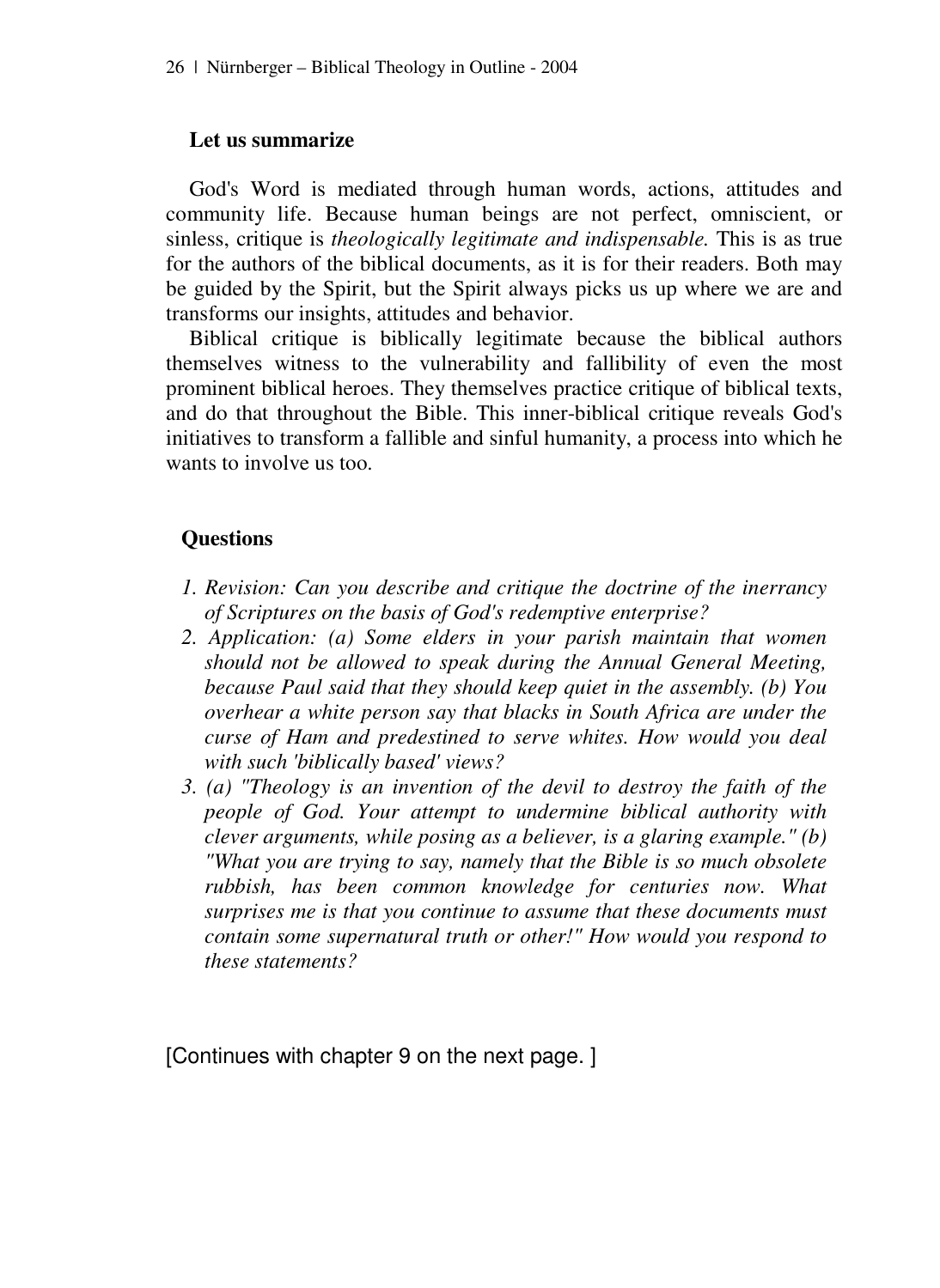### Let us summarize

God's Word is mediated through human words, actions, attitudes and community life. Because human beings are not perfect, omniscient, or sinless, critique is *theologically legitimate and indispensable.* This is as true for the authors of the biblical documents, as it is for their readers. Both may be guided by the Spirit, but the Spirit always picks us up where we are and transforms our insights, attitudes and behavior.

Biblical critique is biblically legitimate because the biblical authors themselves witness to the vulnerability and fallibility of even the most prominent biblical heroes. They themselves practice critique of biblical texts, and do that throughout the Bible. This inner-biblical critique reveals God's initiatives to transform a fallible and sinful humanity, a process into which he wants to involve us too.

### Questions

1. *Revision: Can you describe and critique the doctrine of the inerrancy of Scriptures on the basis of God's redemptive enterprise?*
2. *Application: (a) Some elders in your parish maintain that women should not be allowed to speak during the Annual General Meeting, because Paul said that they should keep quiet in the assembly. (b) You overhear a white person say that blacks in South Africa are under the curse of Ham and predestined to serve whites. How would you deal with such 'biblically based' views?*
3. *(a) "Theology is an invention of the devil to destroy the faith of the people of God. Your attempt to undermine biblical authority with clever arguments, while posing as a believer, is a glaring example." (b) "What you are trying to say, namely that the Bible is so much obsolete rubbish, has been common knowledge for centuries now. What surprises me is that you continue to assume that these documents must contain some supernatural truth or other!" How would you respond to these statements?*

[Continues with chapter 9 on the next page. ]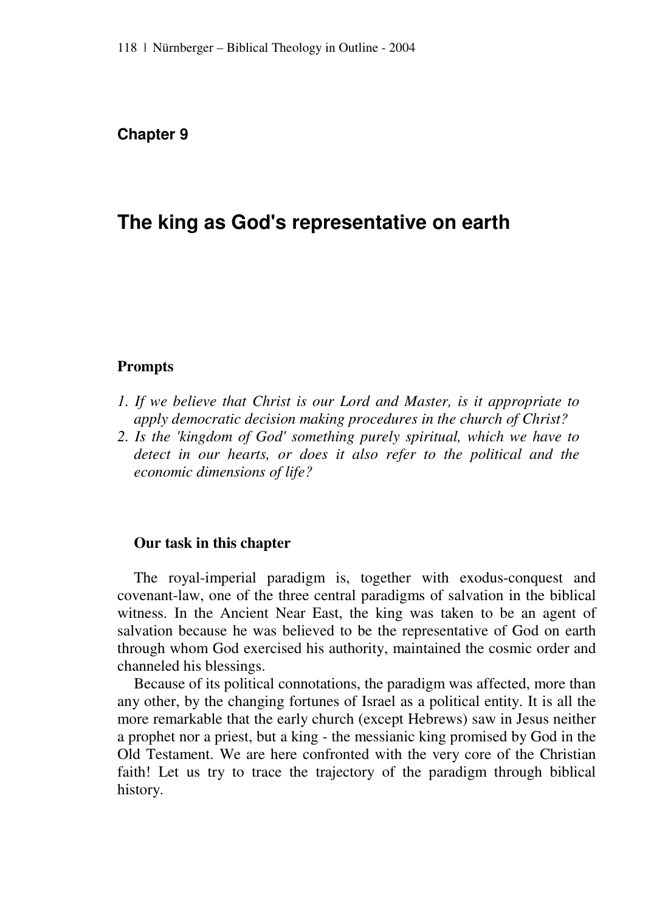## Chapter 9

# The king as God's representative on earth

### Prompts

1. *If we believe that Christ is our Lord and Master, is it appropriate to apply democratic decision making procedures in the church of Christ?*
2. *Is the 'kingdom of God' something purely spiritual, which we have to detect in our hearts, or does it also refer to the political and the economic dimensions of life?*

### Our task in this chapter

The royal-imperial paradigm is, together with exodus-conquest and covenant-law, one of the three central paradigms of salvation in the biblical witness. In the Ancient Near East, the king was taken to be an agent of salvation because he was believed to be the representative of God on earth through whom God exercised his authority, maintained the cosmic order and channeled his blessings.

Because of its political connotations, the paradigm was affected, more than any other, by the changing fortunes of Israel as a political entity. It is all the more remarkable that the early church (except Hebrews) saw in Jesus neither a prophet nor a priest, but a king - the messianic king promised by God in the Old Testament. We are here confronted with the very core of the Christian faith! Let us try to trace the trajectory of the paradigm through biblical history.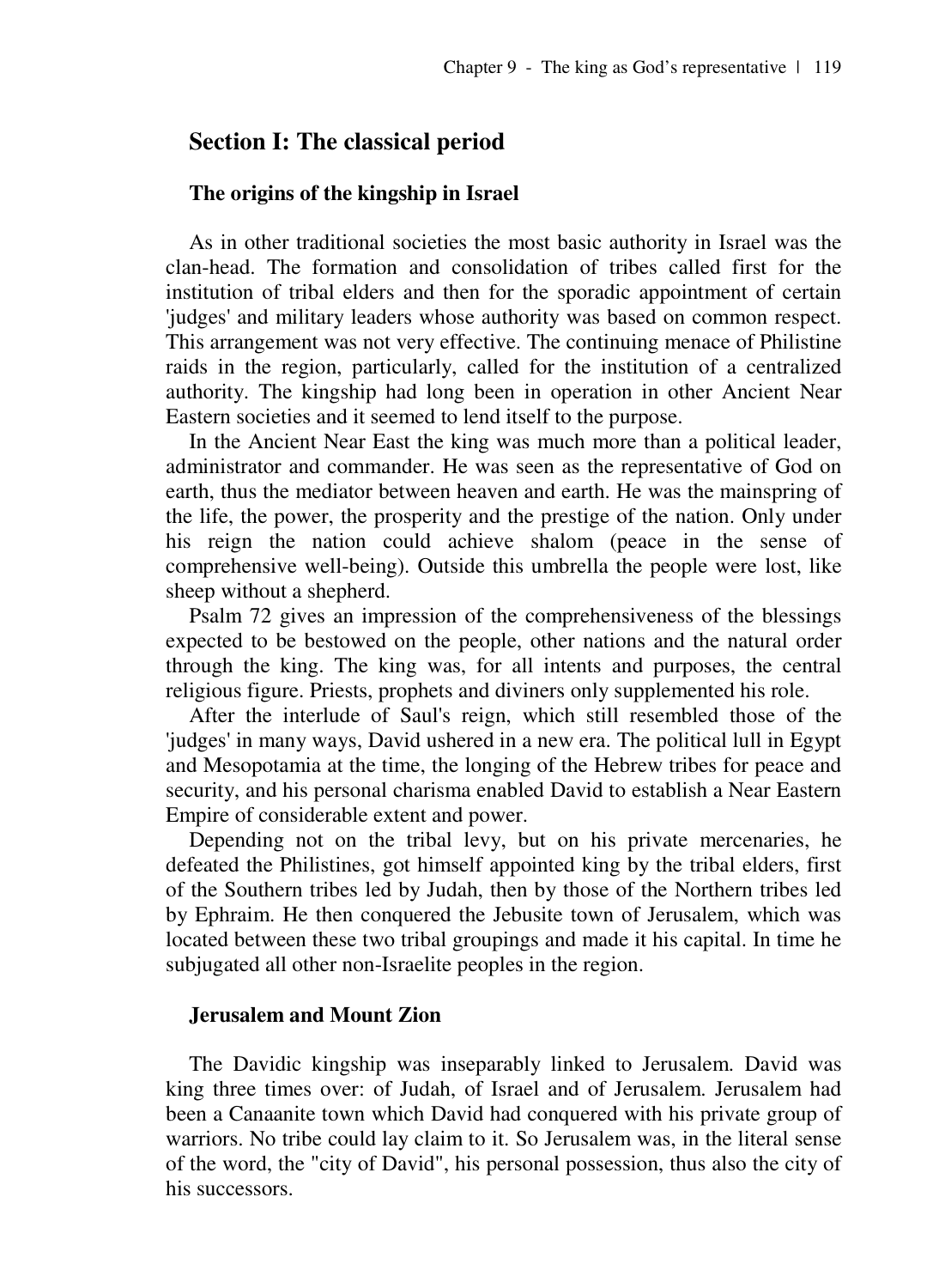## Section I: The classical period

### The origins of the kingship in Israel

As in other traditional societies the most basic authority in Israel was the clan-head. The formation and consolidation of tribes called first for the institution of tribal elders and then for the sporadic appointment of certain 'judges' and military leaders whose authority was based on common respect. This arrangement was not very effective. The continuing menace of Philistine raids in the region, particularly, called for the institution of a centralized authority. The kingship had long been in operation in other Ancient Near Eastern societies and it seemed to lend itself to the purpose.

In the Ancient Near East the king was much more than a political leader, administrator and commander. He was seen as the representative of God on earth, thus the mediator between heaven and earth. He was the mainspring of the life, the power, the prosperity and the prestige of the nation. Only under his reign the nation could achieve shalom (peace in the sense of comprehensive well-being). Outside this umbrella the people were lost, like sheep without a shepherd.

Psalm 72 gives an impression of the comprehensiveness of the blessings expected to be bestowed on the people, other nations and the natural order through the king. The king was, for all intents and purposes, the central religious figure. Priests, prophets and diviners only supplemented his role.

After the interlude of Saul's reign, which still resembled those of the 'judges' in many ways, David ushered in a new era. The political lull in Egypt and Mesopotamia at the time, the longing of the Hebrew tribes for peace and security, and his personal charisma enabled David to establish a Near Eastern Empire of considerable extent and power.

Depending not on the tribal levy, but on his private mercenaries, he defeated the Philistines, got himself appointed king by the tribal elders, first of the Southern tribes led by Judah, then by those of the Northern tribes led by Ephraim. He then conquered the Jebusite town of Jerusalem, which was located between these two tribal groupings and made it his capital. In time he subjugated all other non-Israelite peoples in the region.

### Jerusalem and Mount Zion

The Davidic kingship was inseparably linked to Jerusalem. David was king three times over: of Judah, of Israel and of Jerusalem. Jerusalem had been a Canaanite town which David had conquered with his private group of warriors. No tribe could lay claim to it. So Jerusalem was, in the literal sense of the word, the "city of David", his personal possession, thus also the city of his successors.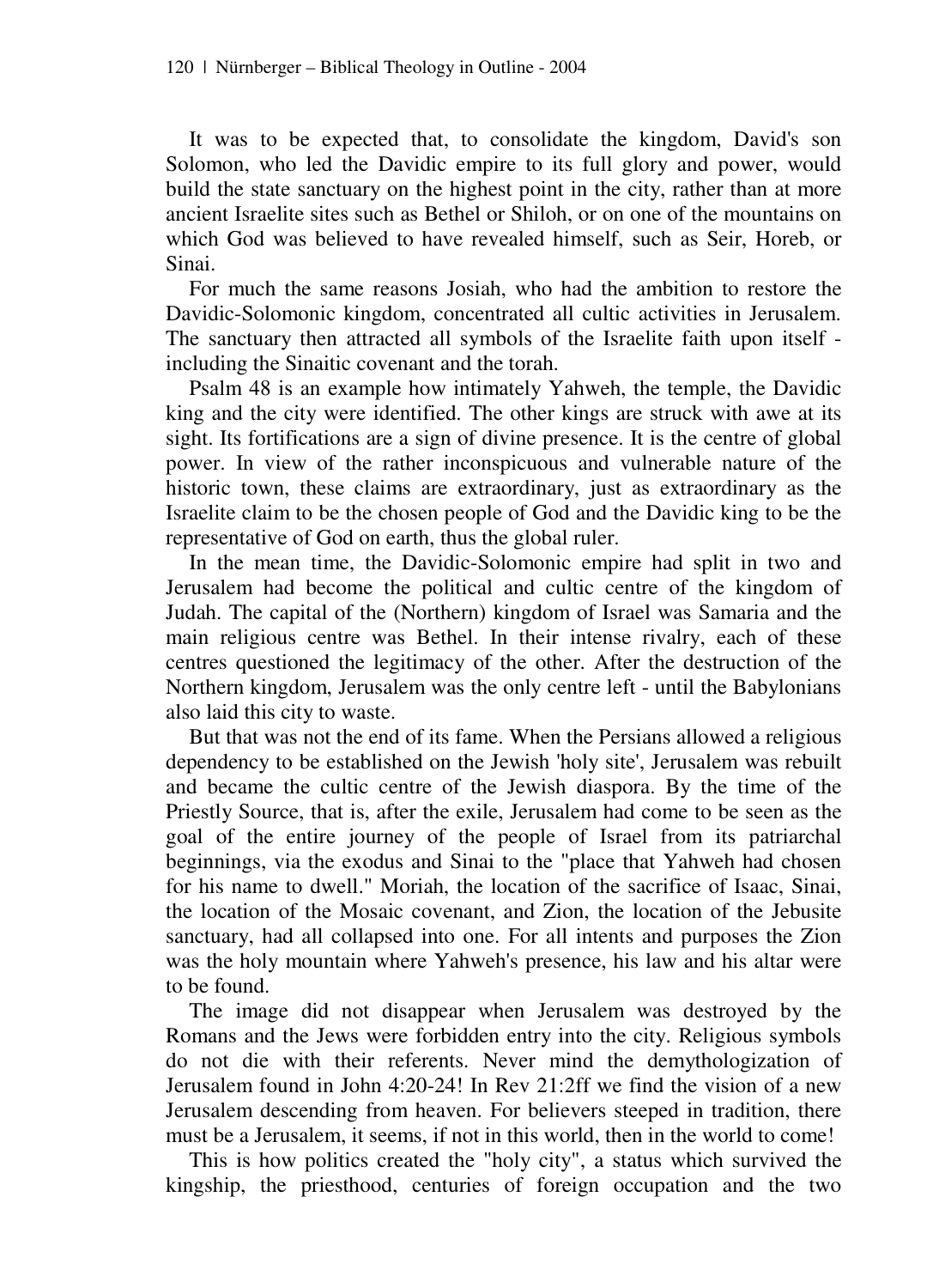It was to be expected that, to consolidate the kingdom, David's son Solomon, who led the Davidic empire to its full glory and power, would build the state sanctuary on the highest point in the city, rather than at more ancient Israelite sites such as Bethel or Shiloh, or on one of the mountains on which God was believed to have revealed himself, such as Seir, Horeb, or Sinai.

For much the same reasons Josiah, who had the ambition to restore the Davidic-Solomonic kingdom, concentrated all cultic activities in Jerusalem. The sanctuary then attracted all symbols of the Israelite faith upon itself - including the Sinaitic covenant and the torah.

Psalm 48 is an example how intimately Yahweh, the temple, the Davidic king and the city were identified. The other kings are struck with awe at its sight. Its fortifications are a sign of divine presence. It is the centre of global power. In view of the rather inconspicuous and vulnerable nature of the historic town, these claims are extraordinary, just as extraordinary as the Israelite claim to be the chosen people of God and the Davidic king to be the representative of God on earth, thus the global ruler.

In the mean time, the Davidic-Solomonic empire had split in two and Jerusalem had become the political and cultic centre of the kingdom of Judah. The capital of the (Northern) kingdom of Israel was Samaria and the main religious centre was Bethel. In their intense rivalry, each of these centres questioned the legitimacy of the other. After the destruction of the Northern kingdom, Jerusalem was the only centre left - until the Babylonians also laid this city to waste.

But that was not the end of its fame. When the Persians allowed a religious dependency to be established on the Jewish 'holy site', Jerusalem was rebuilt and became the cultic centre of the Jewish diaspora. By the time of the Priestly Source, that is, after the exile, Jerusalem had come to be seen as the goal of the entire journey of the people of Israel from its patriarchal beginnings, via the exodus and Sinai to the "place that Yahweh had chosen for his name to dwell." Moriah, the location of the sacrifice of Isaac, Sinai, the location of the Mosaic covenant, and Zion, the location of the Jebusite sanctuary, had all collapsed into one. For all intents and purposes the Zion was the holy mountain where Yahweh's presence, his law and his altar were to be found.

The image did not disappear when Jerusalem was destroyed by the Romans and the Jews were forbidden entry into the city. Religious symbols do not die with their referents. Never mind the demythologization of Jerusalem found in John 4:20-24! In Rev 21:2ff we find the vision of a new Jerusalem descending from heaven. For believers steeped in tradition, there must be a Jerusalem, it seems, if not in this world, then in the world to come!

This is how politics created the "holy city", a status which survived the kingship, the priesthood, centuries of foreign occupation and the two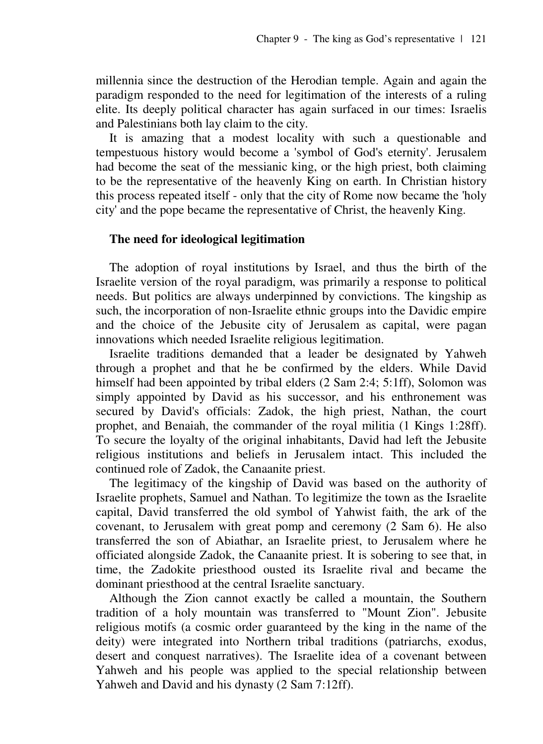millennia since the destruction of the Herodian temple. Again and again the paradigm responded to the need for legitimation of the interests of a ruling elite. Its deeply political character has again surfaced in our times: Israelis and Palestinians both lay claim to the city.

It is amazing that a modest locality with such a questionable and tempestuous history would become a 'symbol of God's eternity'. Jerusalem had become the seat of the messianic king, or the high priest, both claiming to be the representative of the heavenly King on earth. In Christian history this process repeated itself - only that the city of Rome now became the 'holy city' and the pope became the representative of Christ, the heavenly King.

### The need for ideological legitimation

The adoption of royal institutions by Israel, and thus the birth of the Israelite version of the royal paradigm, was primarily a response to political needs. But politics are always underpinned by convictions. The kingship as such, the incorporation of non-Israelite ethnic groups into the Davidic empire and the choice of the Jebusite city of Jerusalem as capital, were pagan innovations which needed Israelite religious legitimation.

Israelite traditions demanded that a leader be designated by Yahweh through a prophet and that he be confirmed by the elders. While David himself had been appointed by tribal elders (2 Sam 2:4; 5:1ff), Solomon was simply appointed by David as his successor, and his enthronement was secured by David's officials: Zadok, the high priest, Nathan, the court prophet, and Benaiah, the commander of the royal militia (1 Kings 1:28ff). To secure the loyalty of the original inhabitants, David had left the Jebusite religious institutions and beliefs in Jerusalem intact. This included the continued role of Zadok, the Canaanite priest.

The legitimacy of the kingship of David was based on the authority of Israelite prophets, Samuel and Nathan. To legitimize the town as the Israelite capital, David transferred the old symbol of Yahwist faith, the ark of the covenant, to Jerusalem with great pomp and ceremony (2 Sam 6). He also transferred the son of Abiathar, an Israelite priest, to Jerusalem where he officiated alongside Zadok, the Canaanite priest. It is sobering to see that, in time, the Zadokite priesthood ousted its Israelite rival and became the dominant priesthood at the central Israelite sanctuary.

Although the Zion cannot exactly be called a mountain, the Southern tradition of a holy mountain was transferred to "Mount Zion". Jebusite religious motifs (a cosmic order guaranteed by the king in the name of the deity) were integrated into Northern tribal traditions (patriarchs, exodus, desert and conquest narratives). The Israelite idea of a covenant between Yahweh and his people was applied to the special relationship between Yahweh and David and his dynasty (2 Sam 7:12ff).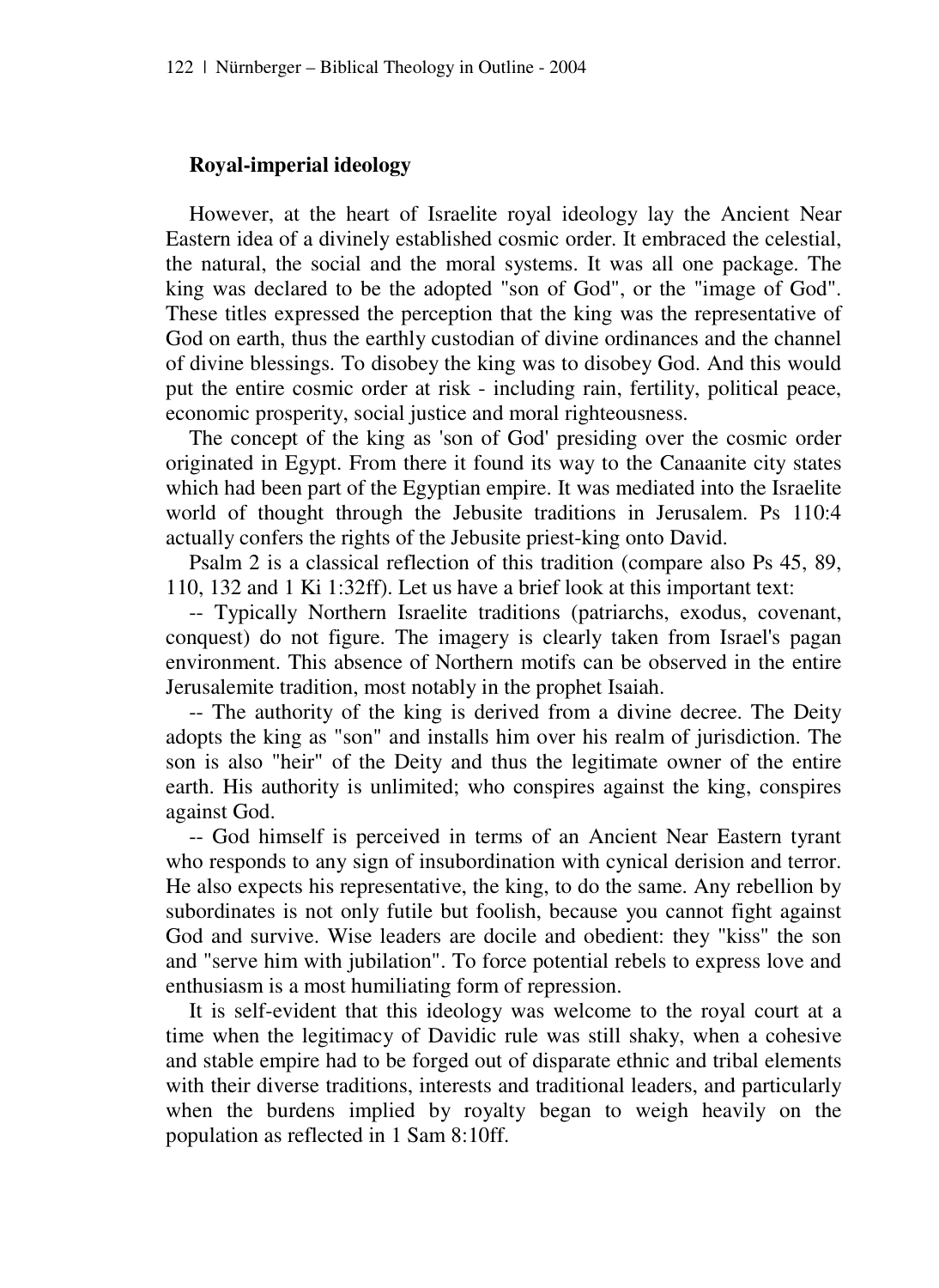### Royal-imperial ideology

However, at the heart of Israelite royal ideology lay the Ancient Near Eastern idea of a divinely established cosmic order. It embraced the celestial, the natural, the social and the moral systems. It was all one package. The king was declared to be the adopted "son of God", or the "image of God". These titles expressed the perception that the king was the representative of God on earth, thus the earthly custodian of divine ordinances and the channel of divine blessings. To disobey the king was to disobey God. And this would put the entire cosmic order at risk - including rain, fertility, political peace, economic prosperity, social justice and moral righteousness.

The concept of the king as 'son of God' presiding over the cosmic order originated in Egypt. From there it found its way to the Canaanite city states which had been part of the Egyptian empire. It was mediated into the Israelite world of thought through the Jebusite traditions in Jerusalem. Ps 110:4 actually confers the rights of the Jebusite priest-king onto David.

Psalm 2 is a classical reflection of this tradition (compare also Ps 45, 89, 110, 132 and 1 Ki 1:32ff). Let us have a brief look at this important text:

-- Typically Northern Israelite traditions (patriarchs, exodus, covenant, conquest) do not figure. The imagery is clearly taken from Israel's pagan environment. This absence of Northern motifs can be observed in the entire Jerusalemite tradition, most notably in the prophet Isaiah.

-- The authority of the king is derived from a divine decree. The Deity adopts the king as "son" and installs him over his realm of jurisdiction. The son is also "heir" of the Deity and thus the legitimate owner of the entire earth. His authority is unlimited; who conspires against the king, conspires against God.

-- God himself is perceived in terms of an Ancient Near Eastern tyrant who responds to any sign of insubordination with cynical derision and terror. He also expects his representative, the king, to do the same. Any rebellion by subordinates is not only futile but foolish, because you cannot fight against God and survive. Wise leaders are docile and obedient: they "kiss" the son and "serve him with jubilation". To force potential rebels to express love and enthusiasm is a most humiliating form of repression.

It is self-evident that this ideology was welcome to the royal court at a time when the legitimacy of Davidic rule was still shaky, when a cohesive and stable empire had to be forged out of disparate ethnic and tribal elements with their diverse traditions, interests and traditional leaders, and particularly when the burdens implied by royalty began to weigh heavily on the population as reflected in 1 Sam 8:10ff.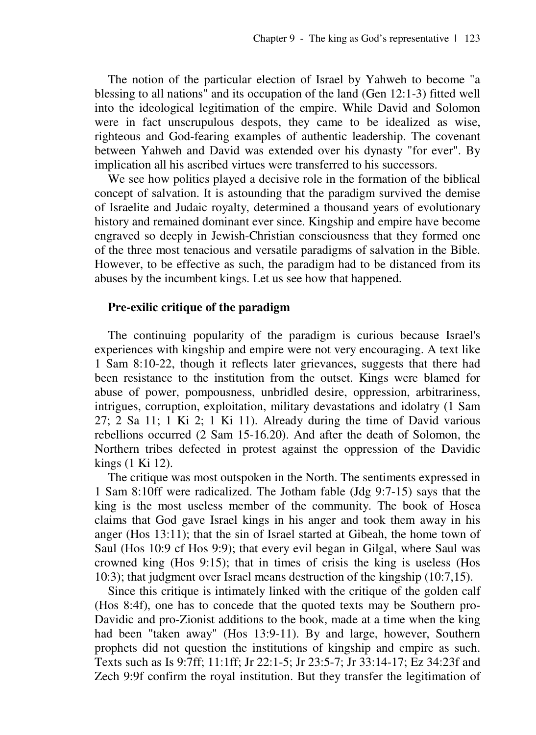The notion of the particular election of Israel by Yahweh to become "a blessing to all nations" and its occupation of the land (Gen 12:1-3) fitted well into the ideological legitimation of the empire. While David and Solomon were in fact unscrupulous despots, they came to be idealized as wise, righteous and God-fearing examples of authentic leadership. The covenant between Yahweh and David was extended over his dynasty "for ever". By implication all his ascribed virtues were transferred to his successors.

We see how politics played a decisive role in the formation of the biblical concept of salvation. It is astounding that the paradigm survived the demise of Israelite and Judaic royalty, determined a thousand years of evolutionary history and remained dominant ever since. Kingship and empire have become engraved so deeply in Jewish-Christian consciousness that they formed one of the three most tenacious and versatile paradigms of salvation in the Bible. However, to be effective as such, the paradigm had to be distanced from its abuses by the incumbent kings. Let us see how that happened.

### Pre-exilic critique of the paradigm

The continuing popularity of the paradigm is curious because Israel's experiences with kingship and empire were not very encouraging. A text like 1 Sam 8:10-22, though it reflects later grievances, suggests that there had been resistance to the institution from the outset. Kings were blamed for abuse of power, pompousness, unbridled desire, oppression, arbitrariness, intrigues, corruption, exploitation, military devastations and idolatry (1 Sam 27; 2 Sa 11; 1 Ki 2; 1 Ki 11). Already during the time of David various rebellions occurred (2 Sam 15-16.20). And after the death of Solomon, the Northern tribes defected in protest against the oppression of the Davidic kings (1 Ki 12).

The critique was most outspoken in the North. The sentiments expressed in 1 Sam 8:10ff were radicalized. The Jotham fable (Jdg 9:7-15) says that the king is the most useless member of the community. The book of Hosea claims that God gave Israel kings in his anger and took them away in his anger (Hos 13:11); that the sin of Israel started at Gibeah, the home town of Saul (Hos 10:9 cf Hos 9:9); that every evil began in Gilgal, where Saul was crowned king (Hos 9:15); that in times of crisis the king is useless (Hos 10:3); that judgment over Israel means destruction of the kingship (10:7,15).

Since this critique is intimately linked with the critique of the golden calf (Hos 8:4f), one has to concede that the quoted texts may be Southern pro-Davidic and pro-Zionist additions to the book, made at a time when the king had been "taken away" (Hos 13:9-11). By and large, however, Southern prophets did not question the institutions of kingship and empire as such. Texts such as Is 9:7ff; 11:1ff; Jr 22:1-5; Jr 23:5-7; Jr 33:14-17; Ez 34:23f and Zech 9:9f confirm the royal institution. But they transfer the legitimation of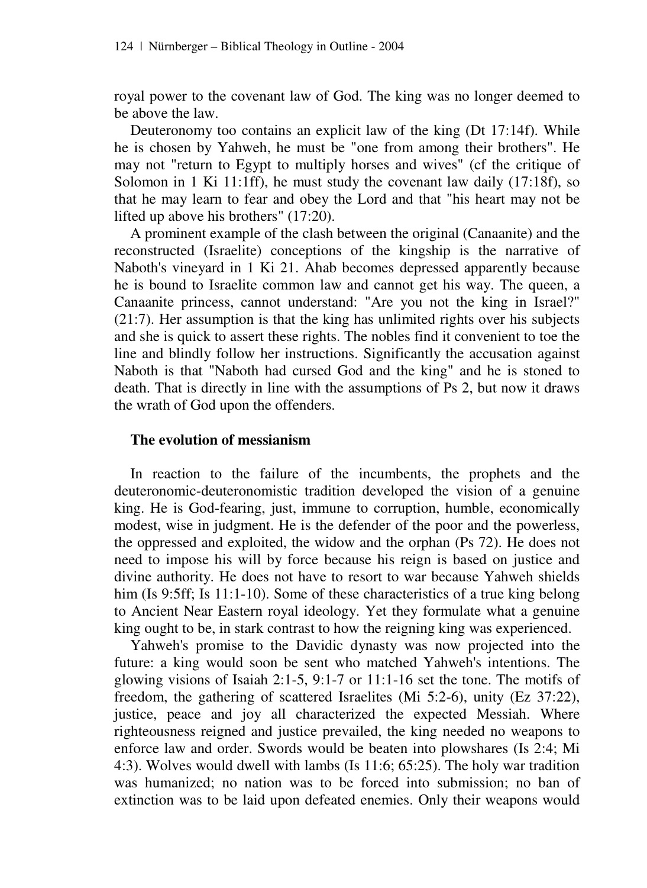royal power to the covenant law of God. The king was no longer deemed to be above the law.

Deuteronomy too contains an explicit law of the king (Dt 17:14f). While he is chosen by Yahweh, he must be "one from among their brothers". He may not "return to Egypt to multiply horses and wives" (cf the critique of Solomon in 1 Ki 11:1ff), he must study the covenant law daily (17:18f), so that he may learn to fear and obey the Lord and that "his heart may not be lifted up above his brothers" (17:20).

A prominent example of the clash between the original (Canaanite) and the reconstructed (Israelite) conceptions of the kingship is the narrative of Naboth's vineyard in 1 Ki 21. Ahab becomes depressed apparently because he is bound to Israelite common law and cannot get his way. The queen, a Canaanite princess, cannot understand: "Are you not the king in Israel?" (21:7). Her assumption is that the king has unlimited rights over his subjects and she is quick to assert these rights. The nobles find it convenient to toe the line and blindly follow her instructions. Significantly the accusation against Naboth is that "Naboth had cursed God and the king" and he is stoned to death. That is directly in line with the assumptions of Ps 2, but now it draws the wrath of God upon the offenders.

## The evolution of messianism

In reaction to the failure of the incumbents, the prophets and the deuteronomic-deuteronomistic tradition developed the vision of a genuine king. He is God-fearing, just, immune to corruption, humble, economically modest, wise in judgment. He is the defender of the poor and the powerless, the oppressed and exploited, the widow and the orphan (Ps 72). He does not need to impose his will by force because his reign is based on justice and divine authority. He does not have to resort to war because Yahweh shields him (Is 9:5ff; Is 11:1-10). Some of these characteristics of a true king belong to Ancient Near Eastern royal ideology. Yet they formulate what a genuine king ought to be, in stark contrast to how the reigning king was experienced.

Yahweh's promise to the Davidic dynasty was now projected into the future: a king would soon be sent who matched Yahweh's intentions. The glowing visions of Isaiah 2:1-5, 9:1-7 or 11:1-16 set the tone. The motifs of freedom, the gathering of scattered Israelites (Mi 5:2-6), unity (Ez 37:22), justice, peace and joy all characterized the expected Messiah. Where righteousness reigned and justice prevailed, the king needed no weapons to enforce law and order. Swords would be beaten into plowshares (Is 2:4; Mi 4:3). Wolves would dwell with lambs (Is 11:6; 65:25). The holy war tradition was humanized; no nation was to be forced into submission; no ban of extinction was to be laid upon defeated enemies. Only their weapons would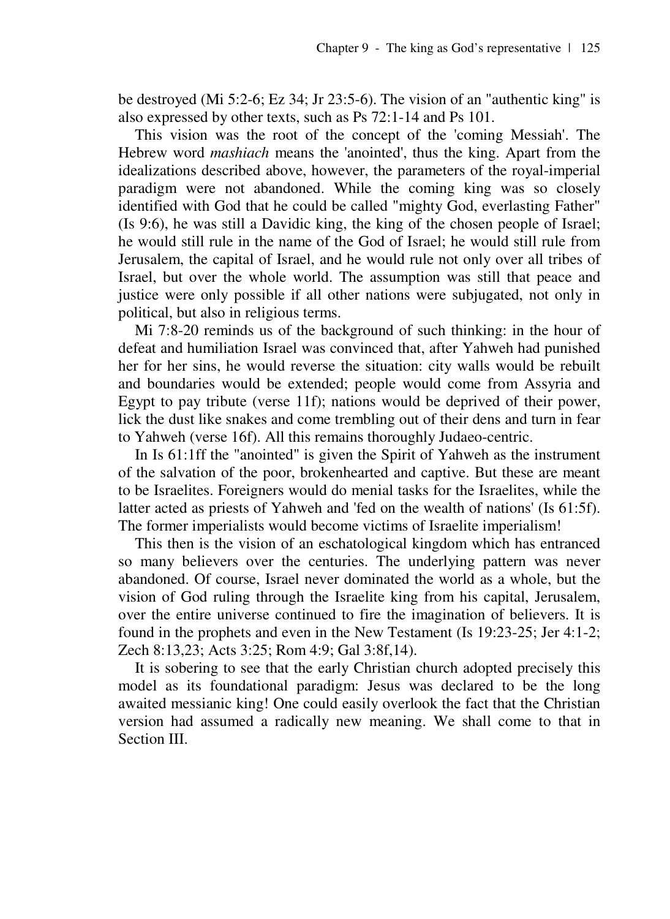be destroyed (Mi 5:2-6; Ez 34; Jr 23:5-6). The vision of an "authentic king" is also expressed by other texts, such as Ps 72:1-14 and Ps 101.

This vision was the root of the concept of the 'coming Messiah'. The Hebrew word *mashiach* means the 'anointed', thus the king. Apart from the idealizations described above, however, the parameters of the royal-imperial paradigm were not abandoned. While the coming king was so closely identified with God that he could be called "mighty God, everlasting Father" (Is 9:6), he was still a Davidic king, the king of the chosen people of Israel; he would still rule in the name of the God of Israel; he would still rule from Jerusalem, the capital of Israel, and he would rule not only over all tribes of Israel, but over the whole world. The assumption was still that peace and justice were only possible if all other nations were subjugated, not only in political, but also in religious terms.

Mi 7:8-20 reminds us of the background of such thinking: in the hour of defeat and humiliation Israel was convinced that, after Yahweh had punished her for her sins, he would reverse the situation: city walls would be rebuilt and boundaries would be extended; people would come from Assyria and Egypt to pay tribute (verse 11f); nations would be deprived of their power, lick the dust like snakes and come trembling out of their dens and turn in fear to Yahweh (verse 16f). All this remains thoroughly Judaeo-centric.

In Is 61:1ff the "anointed" is given the Spirit of Yahweh as the instrument of the salvation of the poor, brokenhearted and captive. But these are meant to be Israelites. Foreigners would do menial tasks for the Israelites, while the latter acted as priests of Yahweh and 'fed on the wealth of nations' (Is 61:5f). The former imperialists would become victims of Israelite imperialism!

This then is the vision of an eschatological kingdom which has entranced so many believers over the centuries. The underlying pattern was never abandoned. Of course, Israel never dominated the world as a whole, but the vision of God ruling through the Israelite king from his capital, Jerusalem, over the entire universe continued to fire the imagination of believers. It is found in the prophets and even in the New Testament (Is 19:23-25; Jer 4:1-2; Zech 8:13,23; Acts 3:25; Rom 4:9; Gal 3:8f,14).

It is sobering to see that the early Christian church adopted precisely this model as its foundational paradigm: Jesus was declared to be the long awaited messianic king! One could easily overlook the fact that the Christian version had assumed a radically new meaning. We shall come to that in Section III.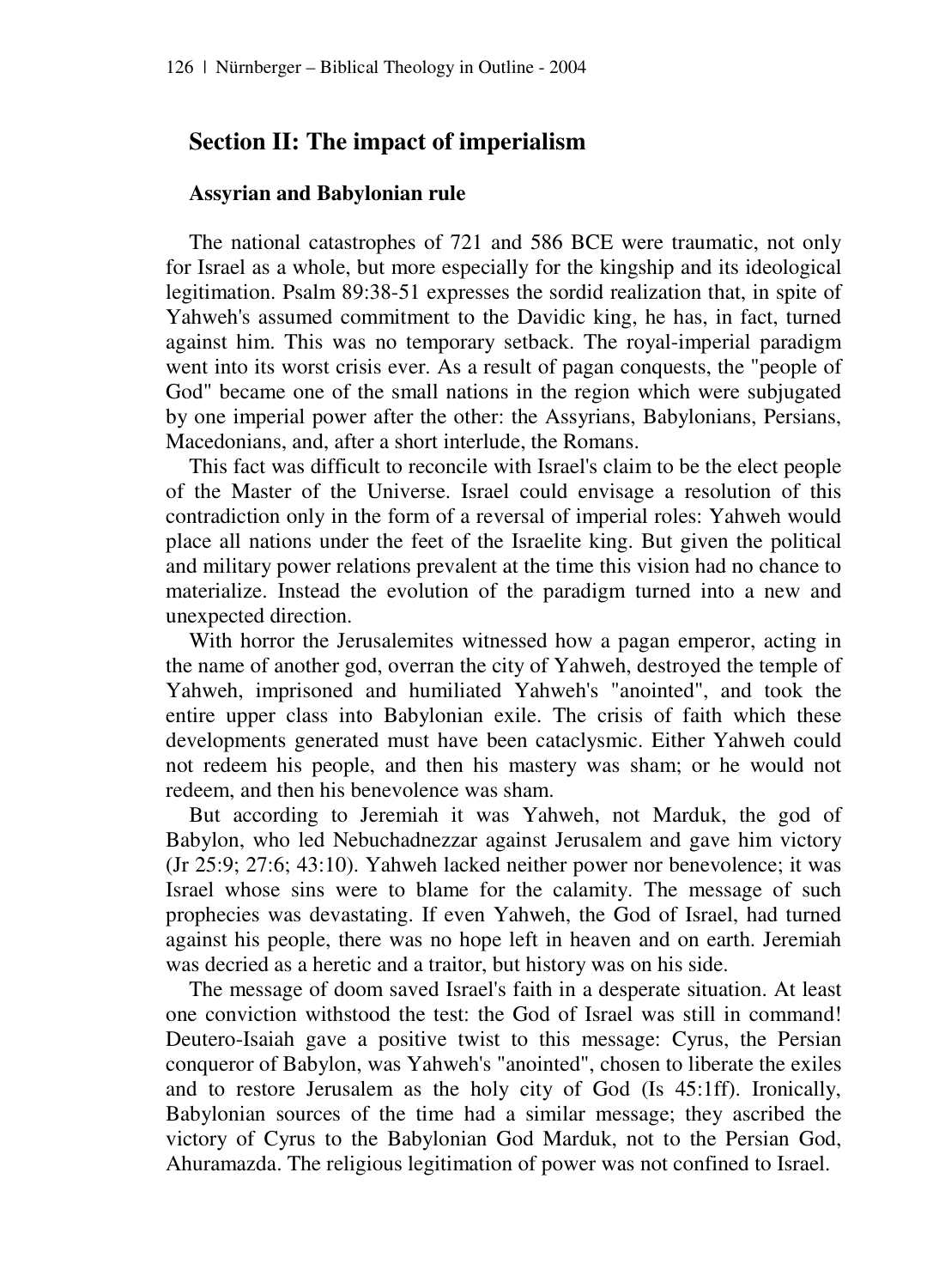## Section II: The impact of imperialism

### Assyrian and Babylonian rule

The national catastrophes of 721 and 586 BCE were traumatic, not only for Israel as a whole, but more especially for the kingship and its ideological legitimation. Psalm 89:38-51 expresses the sordid realization that, in spite of Yahweh's assumed commitment to the Davidic king, he has, in fact, turned against him. This was no temporary setback. The royal-imperial paradigm went into its worst crisis ever. As a result of pagan conquests, the "people of God" became one of the small nations in the region which were subjugated by one imperial power after the other: the Assyrians, Babylonians, Persians, Macedonians, and, after a short interlude, the Romans.

This fact was difficult to reconcile with Israel's claim to be the elect people of the Master of the Universe. Israel could envisage a resolution of this contradiction only in the form of a reversal of imperial roles: Yahweh would place all nations under the feet of the Israelite king. But given the political and military power relations prevalent at the time this vision had no chance to materialize. Instead the evolution of the paradigm turned into a new and unexpected direction.

With horror the Jerusalemites witnessed how a pagan emperor, acting in the name of another god, overran the city of Yahweh, destroyed the temple of Yahweh, imprisoned and humiliated Yahweh's "anointed", and took the entire upper class into Babylonian exile. The crisis of faith which these developments generated must have been cataclysmic. Either Yahweh could not redeem his people, and then his mastery was sham; or he would not redeem, and then his benevolence was sham.

But according to Jeremiah it was Yahweh, not Marduk, the god of Babylon, who led Nebuchadnezzar against Jerusalem and gave him victory (Jr 25:9; 27:6; 43:10). Yahweh lacked neither power nor benevolence; it was Israel whose sins were to blame for the calamity. The message of such prophecies was devastating. If even Yahweh, the God of Israel, had turned against his people, there was no hope left in heaven and on earth. Jeremiah was decried as a heretic and a traitor, but history was on his side.

The message of doom saved Israel's faith in a desperate situation. At least one conviction withstood the test: the God of Israel was still in command! Deutero-Isaiah gave a positive twist to this message: Cyrus, the Persian conqueror of Babylon, was Yahweh's "anointed", chosen to liberate the exiles and to restore Jerusalem as the holy city of God (Is 45:1ff). Ironically, Babylonian sources of the time had a similar message; they ascribed the victory of Cyrus to the Babylonian God Marduk, not to the Persian God, Ahuramazda. The religious legitimation of power was not confined to Israel.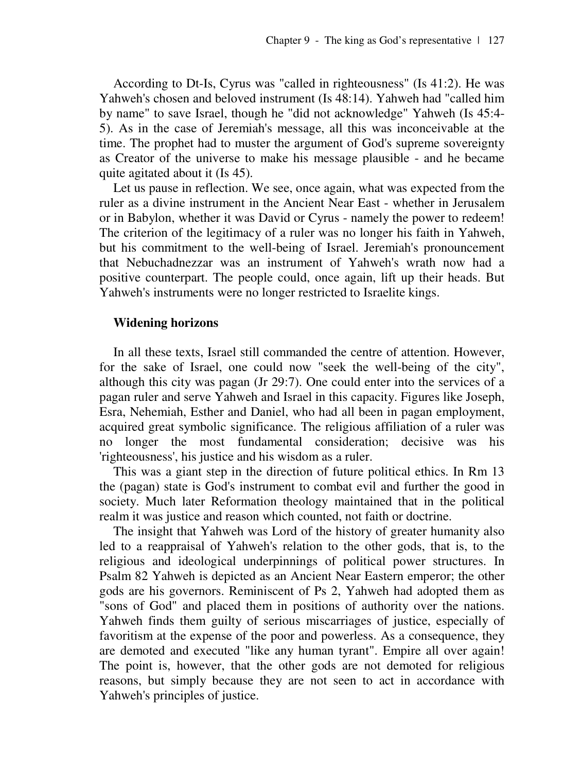According to Dt-Is, Cyrus was "called in righteousness" (Is 41:2). He was Yahweh's chosen and beloved instrument (Is 48:14). Yahweh had "called him by name" to save Israel, though he "did not acknowledge" Yahweh (Is 45:4-5). As in the case of Jeremiah's message, all this was inconceivable at the time. The prophet had to muster the argument of God's supreme sovereignty as Creator of the universe to make his message plausible - and he became quite agitated about it (Is 45).

Let us pause in reflection. We see, once again, what was expected from the ruler as a divine instrument in the Ancient Near East - whether in Jerusalem or in Babylon, whether it was David or Cyrus - namely the power to redeem! The criterion of the legitimacy of a ruler was no longer his faith in Yahweh, but his commitment to the well-being of Israel. Jeremiah's pronouncement that Nebuchadnezzar was an instrument of Yahweh's wrath now had a positive counterpart. The people could, once again, lift up their heads. But Yahweh's instruments were no longer restricted to Israelite kings.

## Widening horizons

In all these texts, Israel still commanded the centre of attention. However, for the sake of Israel, one could now "seek the well-being of the city", although this city was pagan (Jr 29:7). One could enter into the services of a pagan ruler and serve Yahweh and Israel in this capacity. Figures like Joseph, Esra, Nehemiah, Esther and Daniel, who had all been in pagan employment, acquired great symbolic significance. The religious affiliation of a ruler was no longer the most fundamental consideration; decisive was his 'righteousness', his justice and his wisdom as a ruler.

This was a giant step in the direction of future political ethics. In Rm 13 the (pagan) state is God's instrument to combat evil and further the good in society. Much later Reformation theology maintained that in the political realm it was justice and reason which counted, not faith or doctrine.

The insight that Yahweh was Lord of the history of greater humanity also led to a reappraisal of Yahweh's relation to the other gods, that is, to the religious and ideological underpinnings of political power structures. In Psalm 82 Yahweh is depicted as an Ancient Near Eastern emperor; the other gods are his governors. Reminiscent of Ps 2, Yahweh had adopted them as "sons of God" and placed them in positions of authority over the nations. Yahweh finds them guilty of serious miscarriages of justice, especially of favoritism at the expense of the poor and powerless. As a consequence, they are demoted and executed "like any human tyrant". Empire all over again! The point is, however, that the other gods are not demoted for religious reasons, but simply because they are not seen to act in accordance with Yahweh's principles of justice.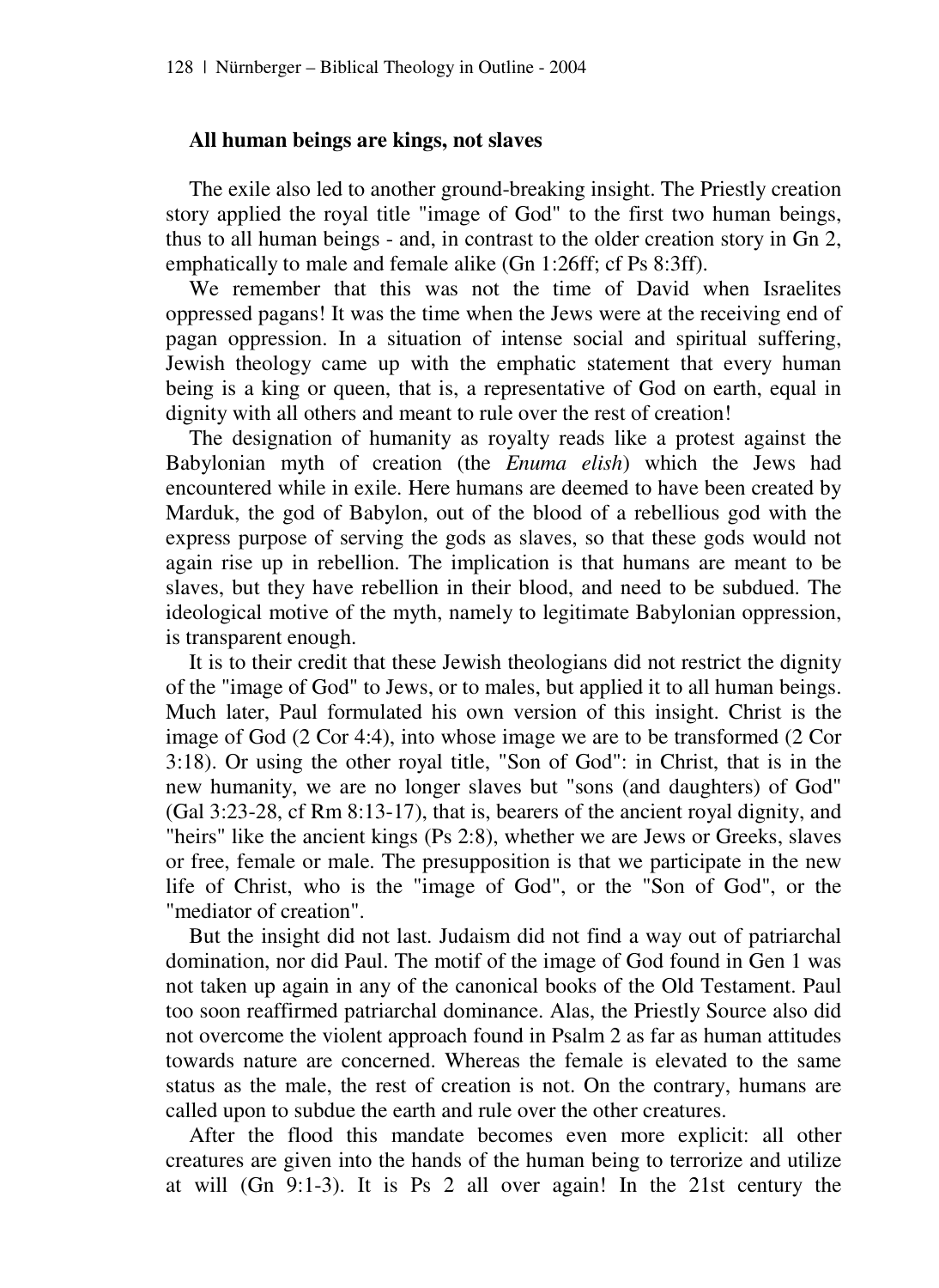### All human beings are kings, not slaves

The exile also led to another ground-breaking insight. The Priestly creation story applied the royal title "image of God" to the first two human beings, thus to all human beings - and, in contrast to the older creation story in Gn 2, emphatically to male and female alike (Gn 1:26ff; cf Ps 8:3ff).

We remember that this was not the time of David when Israelites oppressed pagans! It was the time when the Jews were at the receiving end of pagan oppression. In a situation of intense social and spiritual suffering, Jewish theology came up with the emphatic statement that every human being is a king or queen, that is, a representative of God on earth, equal in dignity with all others and meant to rule over the rest of creation!

The designation of humanity as royalty reads like a protest against the Babylonian myth of creation (the *Enuma elish*) which the Jews had encountered while in exile. Here humans are deemed to have been created by Marduk, the god of Babylon, out of the blood of a rebellious god with the express purpose of serving the gods as slaves, so that these gods would not again rise up in rebellion. The implication is that humans are meant to be slaves, but they have rebellion in their blood, and need to be subdued. The ideological motive of the myth, namely to legitimate Babylonian oppression, is transparent enough.

It is to their credit that these Jewish theologians did not restrict the dignity of the "image of God" to Jews, or to males, but applied it to all human beings. Much later, Paul formulated his own version of this insight. Christ is the image of God (2 Cor 4:4), into whose image we are to be transformed (2 Cor 3:18). Or using the other royal title, "Son of God": in Christ, that is in the new humanity, we are no longer slaves but "sons (and daughters) of God" (Gal 3:23-28, cf Rm 8:13-17), that is, bearers of the ancient royal dignity, and "heirs" like the ancient kings (Ps 2:8), whether we are Jews or Greeks, slaves or free, female or male. The presupposition is that we participate in the new life of Christ, who is the "image of God", or the "Son of God", or the "mediator of creation".

But the insight did not last. Judaism did not find a way out of patriarchal domination, nor did Paul. The motif of the image of God found in Gen 1 was not taken up again in any of the canonical books of the Old Testament. Paul too soon reaffirmed patriarchal dominance. Alas, the Priestly Source also did not overcome the violent approach found in Psalm 2 as far as human attitudes towards nature are concerned. Whereas the female is elevated to the same status as the male, the rest of creation is not. On the contrary, humans are called upon to subdue the earth and rule over the other creatures.

After the flood this mandate becomes even more explicit: all other creatures are given into the hands of the human being to terrorize and utilize at will (Gn 9:1-3). It is Ps 2 all over again! In the 21st century the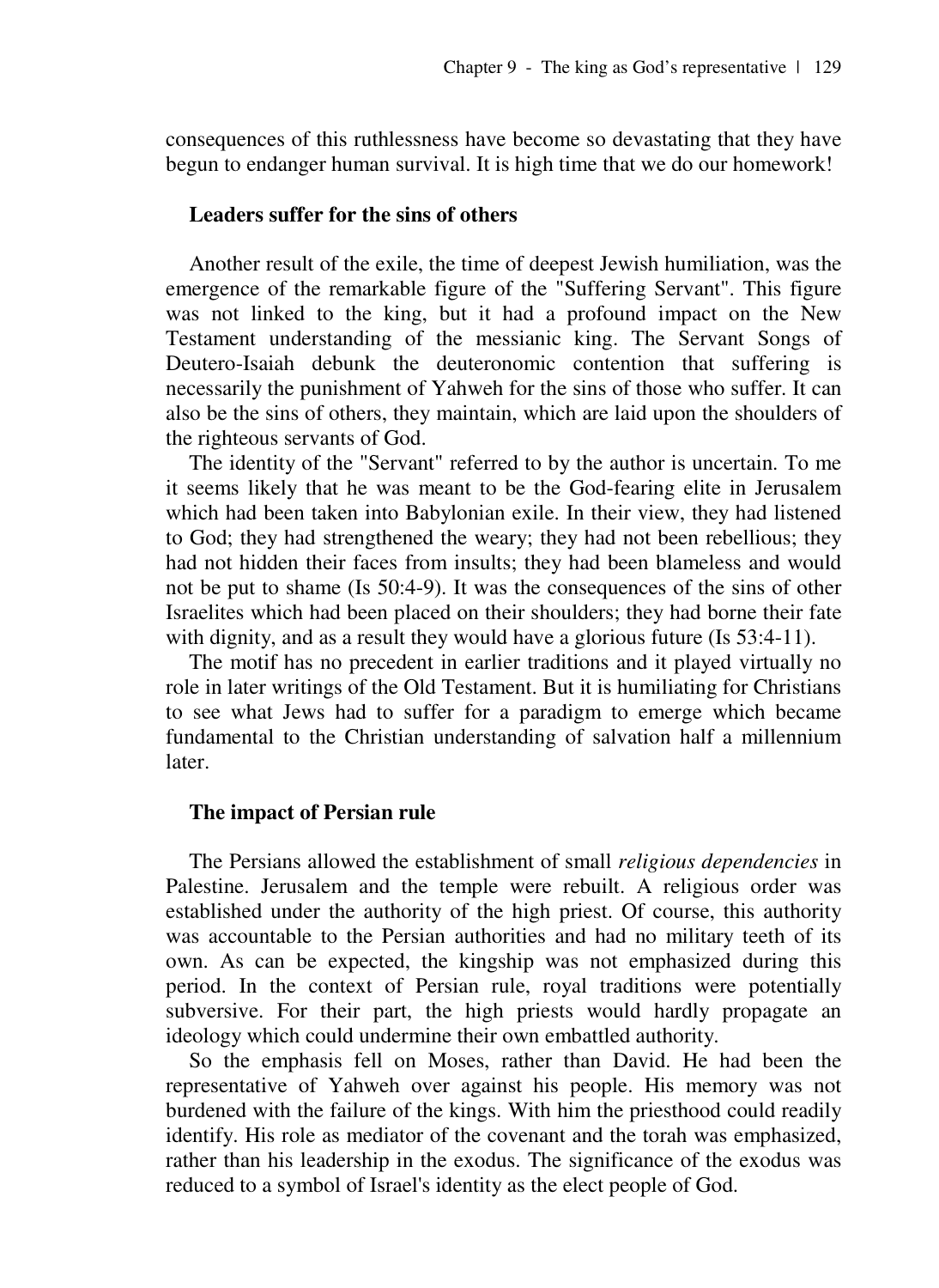consequences of this ruthlessness have become so devastating that they have begun to endanger human survival. It is high time that we do our homework!

## Leaders suffer for the sins of others

Another result of the exile, the time of deepest Jewish humiliation, was the emergence of the remarkable figure of the "Suffering Servant". This figure was not linked to the king, but it had a profound impact on the New Testament understanding of the messianic king. The Servant Songs of Deutero-Isaiah debunk the deuteronomic contention that suffering is necessarily the punishment of Yahweh for the sins of those who suffer. It can also be the sins of others, they maintain, which are laid upon the shoulders of the righteous servants of God.

The identity of the "Servant" referred to by the author is uncertain. To me it seems likely that he was meant to be the God-fearing elite in Jerusalem which had been taken into Babylonian exile. In their view, they had listened to God; they had strengthened the weary; they had not been rebellious; they had not hidden their faces from insults; they had been blameless and would not be put to shame (Is 50:4-9). It was the consequences of the sins of other Israelites which had been placed on their shoulders; they had borne their fate with dignity, and as a result they would have a glorious future (Is 53:4-11).

The motif has no precedent in earlier traditions and it played virtually no role in later writings of the Old Testament. But it is humiliating for Christians to see what Jews had to suffer for a paradigm to emerge which became fundamental to the Christian understanding of salvation half a millennium later.

## The impact of Persian rule

The Persians allowed the establishment of small *religious dependencies* in Palestine. Jerusalem and the temple were rebuilt. A religious order was established under the authority of the high priest. Of course, this authority was accountable to the Persian authorities and had no military teeth of its own. As can be expected, the kingship was not emphasized during this period. In the context of Persian rule, royal traditions were potentially subversive. For their part, the high priests would hardly propagate an ideology which could undermine their own embattled authority.

So the emphasis fell on Moses, rather than David. He had been the representative of Yahweh over against his people. His memory was not burdened with the failure of the kings. With him the priesthood could readily identify. His role as mediator of the covenant and the torah was emphasized, rather than his leadership in the exodus. The significance of the exodus was reduced to a symbol of Israel's identity as the elect people of God.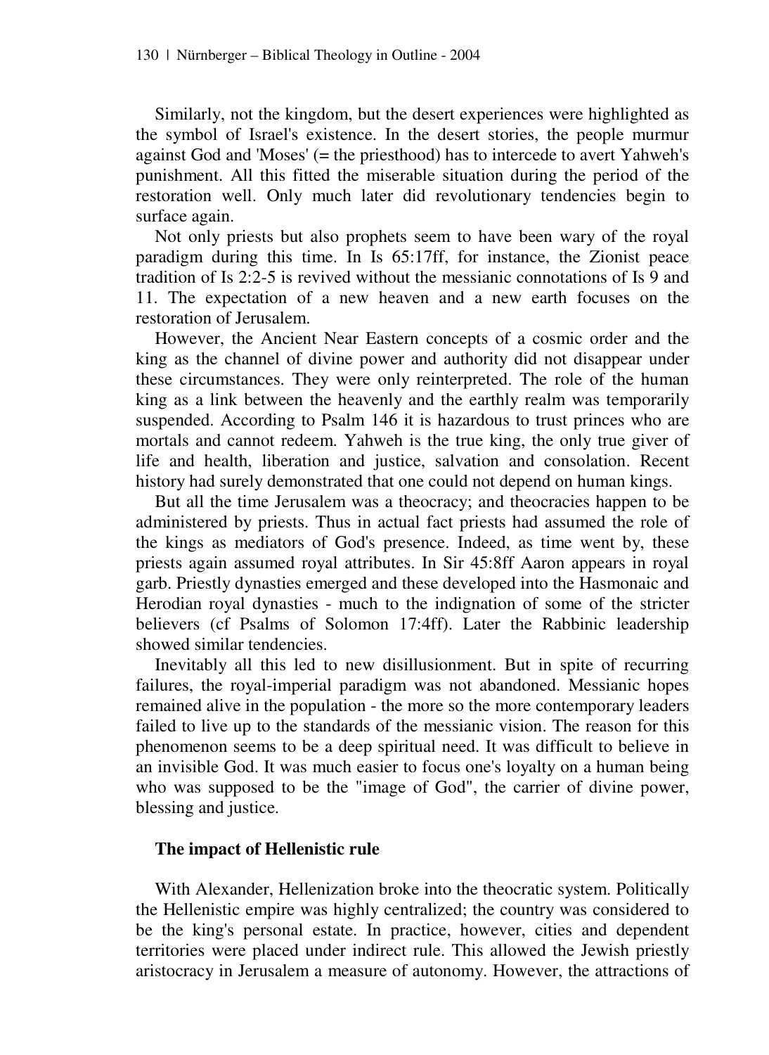Similarly, not the kingdom, but the desert experiences were highlighted as the symbol of Israel's existence. In the desert stories, the people murmur against God and 'Moses' (= the priesthood) has to intercede to avert Yahweh's punishment. All this fitted the miserable situation during the period of the restoration well. Only much later did revolutionary tendencies begin to surface again.

Not only priests but also prophets seem to have been wary of the royal paradigm during this time. In Is 65:17ff, for instance, the Zionist peace tradition of Is 2:2-5 is revived without the messianic connotations of Is 9 and 11. The expectation of a new heaven and a new earth focuses on the restoration of Jerusalem.

However, the Ancient Near Eastern concepts of a cosmic order and the king as the channel of divine power and authority did not disappear under these circumstances. They were only reinterpreted. The role of the human king as a link between the heavenly and the earthly realm was temporarily suspended. According to Psalm 146 it is hazardous to trust princes who are mortals and cannot redeem. Yahweh is the true king, the only true giver of life and health, liberation and justice, salvation and consolation. Recent history had surely demonstrated that one could not depend on human kings.

But all the time Jerusalem was a theocracy; and theocracies happen to be administered by priests. Thus in actual fact priests had assumed the role of the kings as mediators of God's presence. Indeed, as time went by, these priests again assumed royal attributes. In Sir 45:8ff Aaron appears in royal garb. Priestly dynasties emerged and these developed into the Hasmonaic and Herodian royal dynasties - much to the indignation of some of the stricter believers (cf Psalms of Solomon 17:4ff). Later the Rabbinic leadership showed similar tendencies.

Inevitably all this led to new disillusionment. But in spite of recurring failures, the royal-imperial paradigm was not abandoned. Messianic hopes remained alive in the population - the more so the more contemporary leaders failed to live up to the standards of the messianic vision. The reason for this phenomenon seems to be a deep spiritual need. It was difficult to believe in an invisible God. It was much easier to focus one's loyalty on a human being who was supposed to be the "image of God", the carrier of divine power, blessing and justice.

### The impact of Hellenistic rule

With Alexander, Hellenization broke into the theocratic system. Politically the Hellenistic empire was highly centralized; the country was considered to be the king's personal estate. In practice, however, cities and dependent territories were placed under indirect rule. This allowed the Jewish priestly aristocracy in Jerusalem a measure of autonomy. However, the attractions of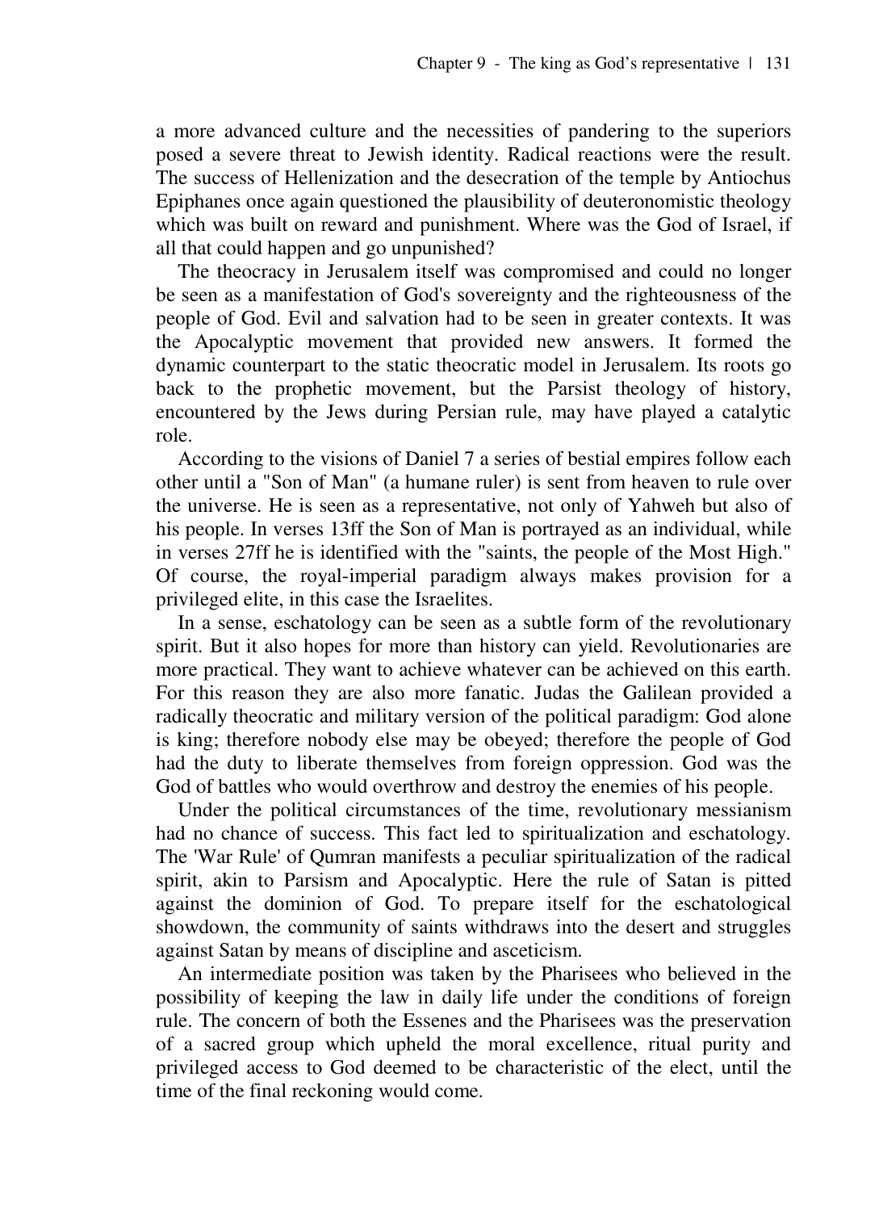a more advanced culture and the necessities of pandering to the superiors posed a severe threat to Jewish identity. Radical reactions were the result. The success of Hellenization and the desecration of the temple by Antiochus Epiphanes once again questioned the plausibility of deuteronomistic theology which was built on reward and punishment. Where was the God of Israel, if all that could happen and go unpunished?

The theocracy in Jerusalem itself was compromised and could no longer be seen as a manifestation of God's sovereignty and the righteousness of the people of God. Evil and salvation had to be seen in greater contexts. It was the Apocalyptic movement that provided new answers. It formed the dynamic counterpart to the static theocratic model in Jerusalem. Its roots go back to the prophetic movement, but the Parsist theology of history, encountered by the Jews during Persian rule, may have played a catalytic role.

According to the visions of Daniel 7 a series of bestial empires follow each other until a "Son of Man" (a humane ruler) is sent from heaven to rule over the universe. He is seen as a representative, not only of Yahweh but also of his people. In verses 13ff the Son of Man is portrayed as an individual, while in verses 27ff he is identified with the "saints, the people of the Most High." Of course, the royal-imperial paradigm always makes provision for a privileged elite, in this case the Israelites.

In a sense, eschatology can be seen as a subtle form of the revolutionary spirit. But it also hopes for more than history can yield. Revolutionaries are more practical. They want to achieve whatever can be achieved on this earth. For this reason they are also more fanatic. Judas the Galilean provided a radically theocratic and military version of the political paradigm: God alone is king; therefore nobody else may be obeyed; therefore the people of God had the duty to liberate themselves from foreign oppression. God was the God of battles who would overthrow and destroy the enemies of his people.

Under the political circumstances of the time, revolutionary messianism had no chance of success. This fact led to spiritualization and eschatology. The 'War Rule' of Qumran manifests a peculiar spiritualization of the radical spirit, akin to Parsism and Apocalyptic. Here the rule of Satan is pitted against the dominion of God. To prepare itself for the eschatological showdown, the community of saints withdraws into the desert and struggles against Satan by means of discipline and asceticism.

An intermediate position was taken by the Pharisees who believed in the possibility of keeping the law in daily life under the conditions of foreign rule. The concern of both the Essenes and the Pharisees was the preservation of a sacred group which upheld the moral excellence, ritual purity and privileged access to God deemed to be characteristic of the elect, until the time of the final reckoning would come.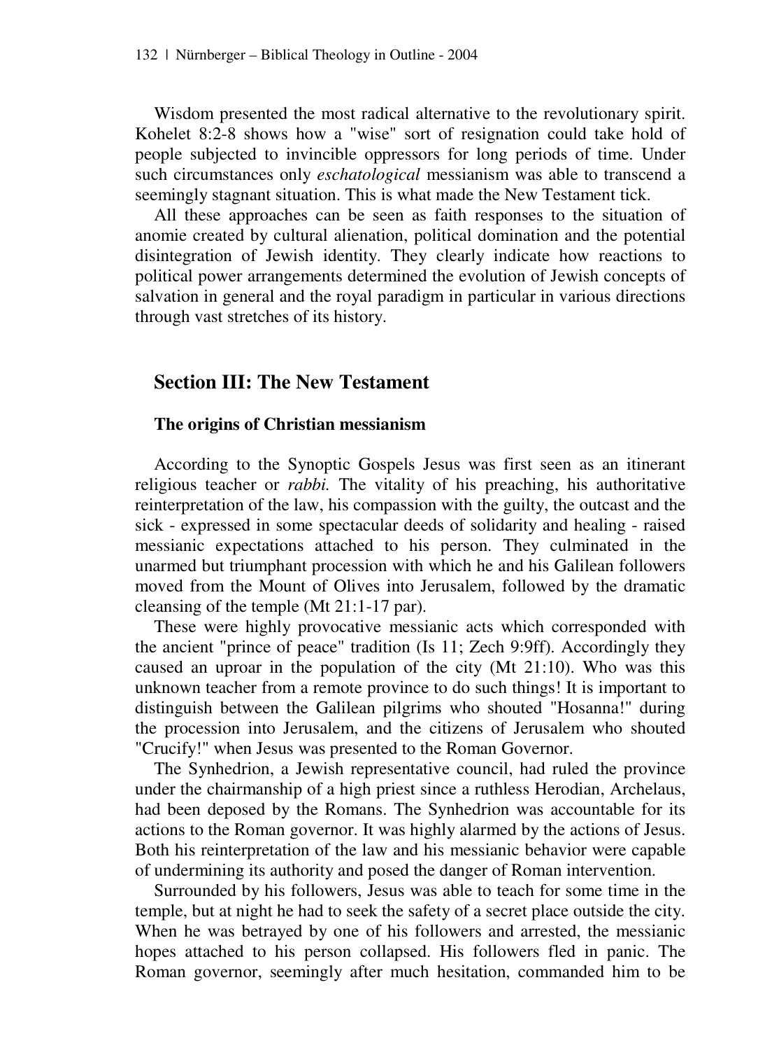Wisdom presented the most radical alternative to the revolutionary spirit. Kohelet 8:2-8 shows how a "wise" sort of resignation could take hold of people subjected to invincible oppressors for long periods of time. Under such circumstances only *eschatological* messianism was able to transcend a seemingly stagnant situation. This is what made the New Testament tick.

All these approaches can be seen as faith responses to the situation of anomie created by cultural alienation, political domination and the potential disintegration of Jewish identity. They clearly indicate how reactions to political power arrangements determined the evolution of Jewish concepts of salvation in general and the royal paradigm in particular in various directions through vast stretches of its history.

## Section III: The New Testament

### The origins of Christian messianism

According to the Synoptic Gospels Jesus was first seen as an itinerant religious teacher or *rabbi.* The vitality of his preaching, his authoritative reinterpretation of the law, his compassion with the guilty, the outcast and the sick - expressed in some spectacular deeds of solidarity and healing - raised messianic expectations attached to his person. They culminated in the unarmed but triumphant procession with which he and his Galilean followers moved from the Mount of Olives into Jerusalem, followed by the dramatic cleansing of the temple (Mt 21:1-17 par).

These were highly provocative messianic acts which corresponded with the ancient "prince of peace" tradition (Is 11; Zech 9:9ff). Accordingly they caused an uproar in the population of the city (Mt 21:10). Who was this unknown teacher from a remote province to do such things! It is important to distinguish between the Galilean pilgrims who shouted "Hosanna!" during the procession into Jerusalem, and the citizens of Jerusalem who shouted "Crucify!" when Jesus was presented to the Roman Governor.

The Synhedrion, a Jewish representative council, had ruled the province under the chairmanship of a high priest since a ruthless Herodian, Archelaus, had been deposed by the Romans. The Synhedrion was accountable for its actions to the Roman governor. It was highly alarmed by the actions of Jesus. Both his reinterpretation of the law and his messianic behavior were capable of undermining its authority and posed the danger of Roman intervention.

Surrounded by his followers, Jesus was able to teach for some time in the temple, but at night he had to seek the safety of a secret place outside the city. When he was betrayed by one of his followers and arrested, the messianic hopes attached to his person collapsed. His followers fled in panic. The Roman governor, seemingly after much hesitation, commanded him to be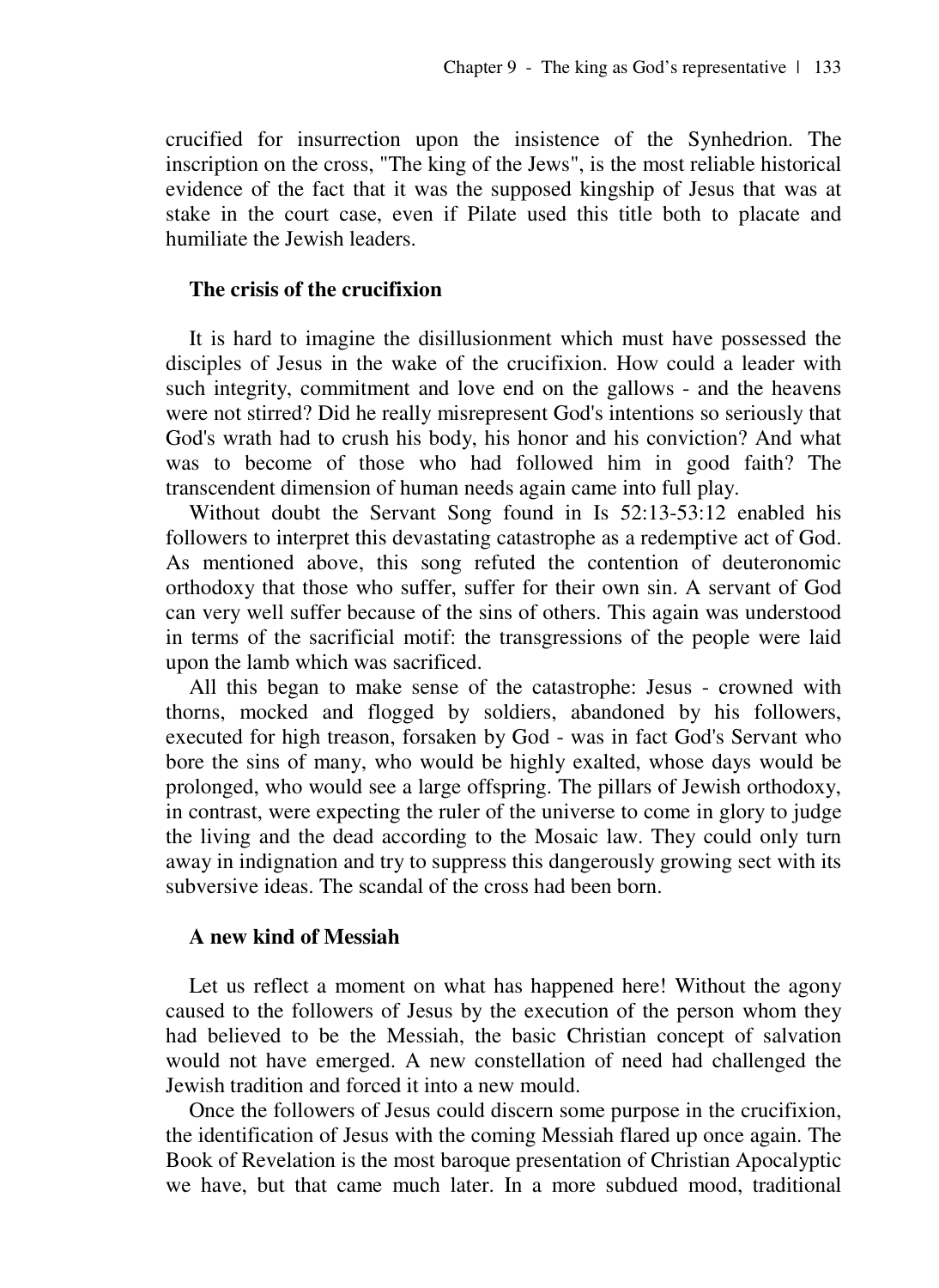crucified for insurrection upon the insistence of the Synhedrion. The inscription on the cross, "The king of the Jews", is the most reliable historical evidence of the fact that it was the supposed kingship of Jesus that was at stake in the court case, even if Pilate used this title both to placate and humiliate the Jewish leaders.

### The crisis of the crucifixion

It is hard to imagine the disillusionment which must have possessed the disciples of Jesus in the wake of the crucifixion. How could a leader with such integrity, commitment and love end on the gallows - and the heavens were not stirred? Did he really misrepresent God's intentions so seriously that God's wrath had to crush his body, his honor and his conviction? And what was to become of those who had followed him in good faith? The transcendent dimension of human needs again came into full play.

Without doubt the Servant Song found in Is 52:13-53:12 enabled his followers to interpret this devastating catastrophe as a redemptive act of God. As mentioned above, this song refuted the contention of deuteronomic orthodoxy that those who suffer, suffer for their own sin. A servant of God can very well suffer because of the sins of others. This again was understood in terms of the sacrificial motif: the transgressions of the people were laid upon the lamb which was sacrificed.

All this began to make sense of the catastrophe: Jesus - crowned with thorns, mocked and flogged by soldiers, abandoned by his followers, executed for high treason, forsaken by God - was in fact God's Servant who bore the sins of many, who would be highly exalted, whose days would be prolonged, who would see a large offspring. The pillars of Jewish orthodoxy, in contrast, were expecting the ruler of the universe to come in glory to judge the living and the dead according to the Mosaic law. They could only turn away in indignation and try to suppress this dangerously growing sect with its subversive ideas. The scandal of the cross had been born.

### A new kind of Messiah

Let us reflect a moment on what has happened here! Without the agony caused to the followers of Jesus by the execution of the person whom they had believed to be the Messiah, the basic Christian concept of salvation would not have emerged. A new constellation of need had challenged the Jewish tradition and forced it into a new mould.

Once the followers of Jesus could discern some purpose in the crucifixion, the identification of Jesus with the coming Messiah flared up once again. The Book of Revelation is the most baroque presentation of Christian Apocalyptic we have, but that came much later. In a more subdued mood, traditional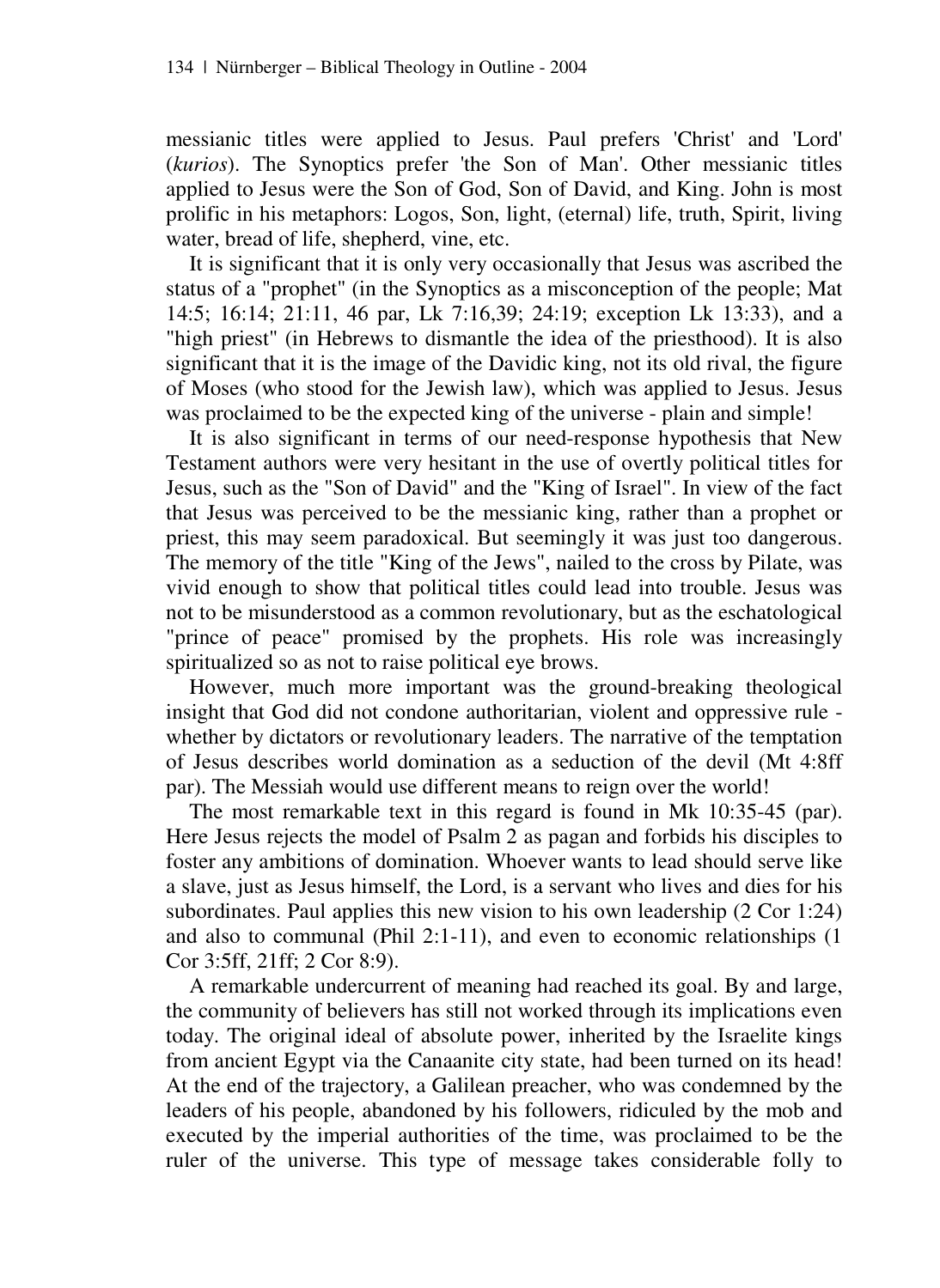messianic titles were applied to Jesus. Paul prefers 'Christ' and 'Lord' (*kurios*). The Synoptics prefer 'the Son of Man'. Other messianic titles applied to Jesus were the Son of God, Son of David, and King. John is most prolific in his metaphors: Logos, Son, light, (eternal) life, truth, Spirit, living water, bread of life, shepherd, vine, etc.

It is significant that it is only very occasionally that Jesus was ascribed the status of a "prophet" (in the Synoptics as a misconception of the people; Mat 14:5; 16:14; 21:11, 46 par, Lk 7:16,39; 24:19; exception Lk 13:33), and a "high priest" (in Hebrews to dismantle the idea of the priesthood). It is also significant that it is the image of the Davidic king, not its old rival, the figure of Moses (who stood for the Jewish law), which was applied to Jesus. Jesus was proclaimed to be the expected king of the universe - plain and simple!

It is also significant in terms of our need-response hypothesis that New Testament authors were very hesitant in the use of overtly political titles for Jesus, such as the "Son of David" and the "King of Israel". In view of the fact that Jesus was perceived to be the messianic king, rather than a prophet or priest, this may seem paradoxical. But seemingly it was just too dangerous. The memory of the title "King of the Jews", nailed to the cross by Pilate, was vivid enough to show that political titles could lead into trouble. Jesus was not to be misunderstood as a common revolutionary, but as the eschatological "prince of peace" promised by the prophets. His role was increasingly spiritualized so as not to raise political eye brows.

However, much more important was the ground-breaking theological insight that God did not condone authoritarian, violent and oppressive rule - whether by dictators or revolutionary leaders. The narrative of the temptation of Jesus describes world domination as a seduction of the devil (Mt 4:8ff par). The Messiah would use different means to reign over the world!

The most remarkable text in this regard is found in Mk 10:35-45 (par). Here Jesus rejects the model of Psalm 2 as pagan and forbids his disciples to foster any ambitions of domination. Whoever wants to lead should serve like a slave, just as Jesus himself, the Lord, is a servant who lives and dies for his subordinates. Paul applies this new vision to his own leadership (2 Cor 1:24) and also to communal (Phil 2:1-11), and even to economic relationships (1 Cor 3:5ff, 21ff; 2 Cor 8:9).

A remarkable undercurrent of meaning had reached its goal. By and large, the community of believers has still not worked through its implications even today. The original ideal of absolute power, inherited by the Israelite kings from ancient Egypt via the Canaanite city state, had been turned on its head! At the end of the trajectory, a Galilean preacher, who was condemned by the leaders of his people, abandoned by his followers, ridiculed by the mob and executed by the imperial authorities of the time, was proclaimed to be the ruler of the universe. This type of message takes considerable folly to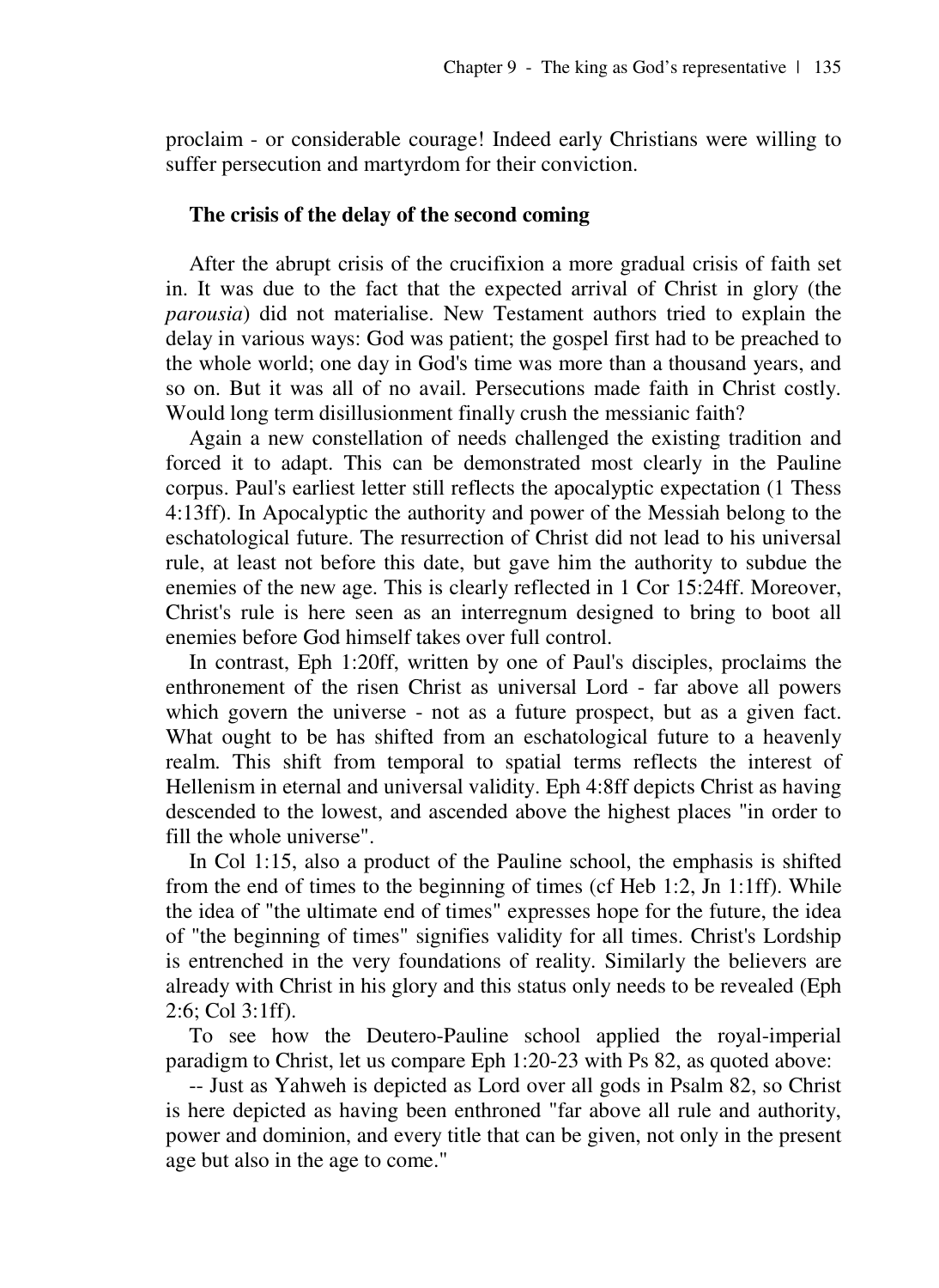proclaim - or considerable courage! Indeed early Christians were willing to suffer persecution and martyrdom for their conviction.

### The crisis of the delay of the second coming

After the abrupt crisis of the crucifixion a more gradual crisis of faith set in. It was due to the fact that the expected arrival of Christ in glory (the *parousia*) did not materialise. New Testament authors tried to explain the delay in various ways: God was patient; the gospel first had to be preached to the whole world; one day in God's time was more than a thousand years, and so on. But it was all of no avail. Persecutions made faith in Christ costly. Would long term disillusionment finally crush the messianic faith?

Again a new constellation of needs challenged the existing tradition and forced it to adapt. This can be demonstrated most clearly in the Pauline corpus. Paul's earliest letter still reflects the apocalyptic expectation (1 Thess 4:13ff). In Apocalyptic the authority and power of the Messiah belong to the eschatological future. The resurrection of Christ did not lead to his universal rule, at least not before this date, but gave him the authority to subdue the enemies of the new age. This is clearly reflected in 1 Cor 15:24ff. Moreover, Christ's rule is here seen as an interregnum designed to bring to boot all enemies before God himself takes over full control.

In contrast, Eph 1:20ff, written by one of Paul's disciples, proclaims the enthronement of the risen Christ as universal Lord - far above all powers which govern the universe - not as a future prospect, but as a given fact. What ought to be has shifted from an eschatological future to a heavenly realm. This shift from temporal to spatial terms reflects the interest of Hellenism in eternal and universal validity. Eph 4:8ff depicts Christ as having descended to the lowest, and ascended above the highest places "in order to fill the whole universe".

In Col 1:15, also a product of the Pauline school, the emphasis is shifted from the end of times to the beginning of times (cf Heb 1:2, Jn 1:1ff). While the idea of "the ultimate end of times" expresses hope for the future, the idea of "the beginning of times" signifies validity for all times. Christ's Lordship is entrenched in the very foundations of reality. Similarly the believers are already with Christ in his glory and this status only needs to be revealed (Eph 2:6; Col 3:1ff).

To see how the Deutero-Pauline school applied the royal-imperial paradigm to Christ, let us compare Eph 1:20-23 with Ps 82, as quoted above:

-- Just as Yahweh is depicted as Lord over all gods in Psalm 82, so Christ is here depicted as having been enthroned "far above all rule and authority, power and dominion, and every title that can be given, not only in the present age but also in the age to come."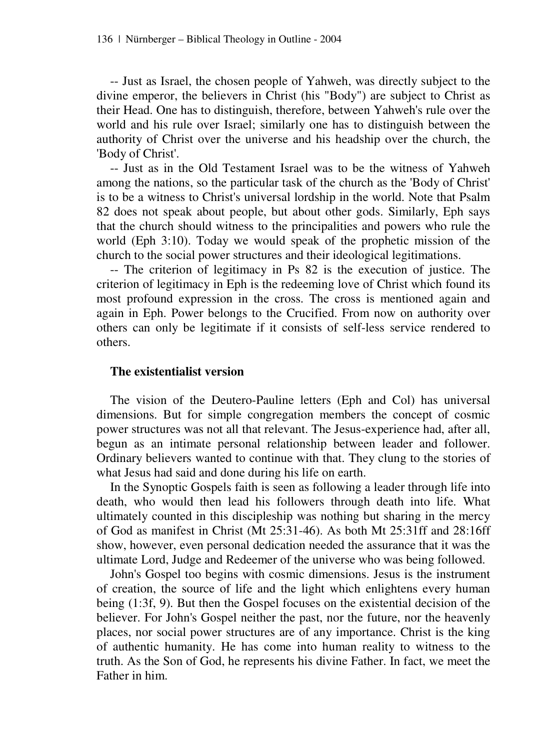-- Just as Israel, the chosen people of Yahweh, was directly subject to the divine emperor, the believers in Christ (his "Body") are subject to Christ as their Head. One has to distinguish, therefore, between Yahweh's rule over the world and his rule over Israel; similarly one has to distinguish between the authority of Christ over the universe and his headship over the church, the 'Body of Christ'.

-- Just as in the Old Testament Israel was to be the witness of Yahweh among the nations, so the particular task of the church as the 'Body of Christ' is to be a witness to Christ's universal lordship in the world. Note that Psalm 82 does not speak about people, but about other gods. Similarly, Eph says that the church should witness to the principalities and powers who rule the world (Eph 3:10). Today we would speak of the prophetic mission of the church to the social power structures and their ideological legitimations.

-- The criterion of legitimacy in Ps 82 is the execution of justice. The criterion of legitimacy in Eph is the redeeming love of Christ which found its most profound expression in the cross. The cross is mentioned again and again in Eph. Power belongs to the Crucified. From now on authority over others can only be legitimate if it consists of self-less service rendered to others.

### The existentialist version

The vision of the Deutero-Pauline letters (Eph and Col) has universal dimensions. But for simple congregation members the concept of cosmic power structures was not all that relevant. The Jesus-experience had, after all, begun as an intimate personal relationship between leader and follower. Ordinary believers wanted to continue with that. They clung to the stories of what Jesus had said and done during his life on earth.

In the Synoptic Gospels faith is seen as following a leader through life into death, who would then lead his followers through death into life. What ultimately counted in this discipleship was nothing but sharing in the mercy of God as manifest in Christ (Mt 25:31-46). As both Mt 25:31ff and 28:16ff show, however, even personal dedication needed the assurance that it was the ultimate Lord, Judge and Redeemer of the universe who was being followed.

John's Gospel too begins with cosmic dimensions. Jesus is the instrument of creation, the source of life and the light which enlightens every human being (1:3f, 9). But then the Gospel focuses on the existential decision of the believer. For John's Gospel neither the past, nor the future, nor the heavenly places, nor social power structures are of any importance. Christ is the king of authentic humanity. He has come into human reality to witness to the truth. As the Son of God, he represents his divine Father. In fact, we meet the Father in him.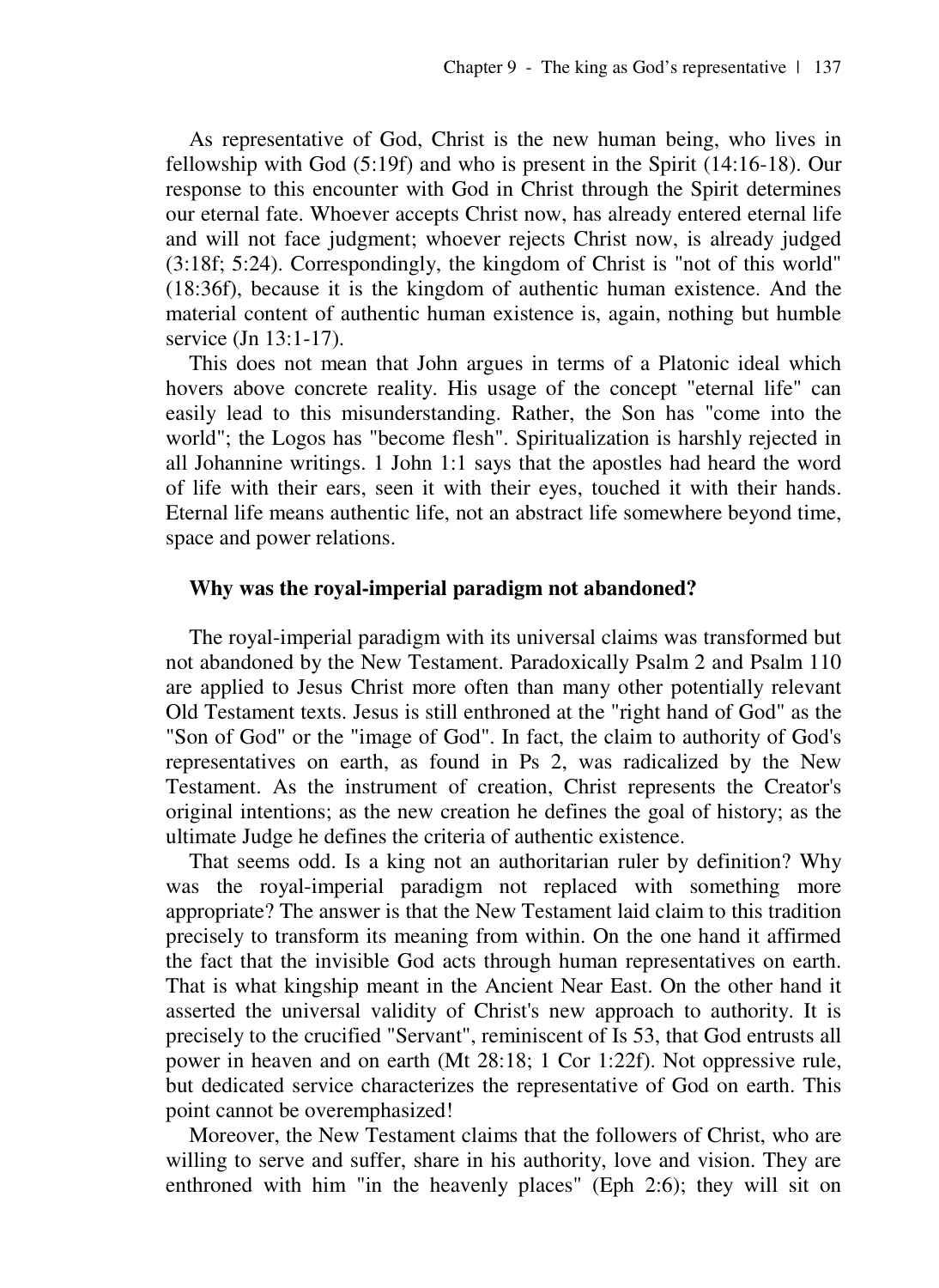As representative of God, Christ is the new human being, who lives in fellowship with God (5:19f) and who is present in the Spirit (14:16-18). Our response to this encounter with God in Christ through the Spirit determines our eternal fate. Whoever accepts Christ now, has already entered eternal life and will not face judgment; whoever rejects Christ now, is already judged (3:18f; 5:24). Correspondingly, the kingdom of Christ is "not of this world" (18:36f), because it is the kingdom of authentic human existence. And the material content of authentic human existence is, again, nothing but humble service (Jn 13:1-17).

This does not mean that John argues in terms of a Platonic ideal which hovers above concrete reality. His usage of the concept "eternal life" can easily lead to this misunderstanding. Rather, the Son has "come into the world"; the Logos has "become flesh". Spiritualization is harshly rejected in all Johannine writings. 1 John 1:1 says that the apostles had heard the word of life with their ears, seen it with their eyes, touched it with their hands. Eternal life means authentic life, not an abstract life somewhere beyond time, space and power relations.

### Why was the royal-imperial paradigm not abandoned?

The royal-imperial paradigm with its universal claims was transformed but not abandoned by the New Testament. Paradoxically Psalm 2 and Psalm 110 are applied to Jesus Christ more often than many other potentially relevant Old Testament texts. Jesus is still enthroned at the "right hand of God" as the "Son of God" or the "image of God". In fact, the claim to authority of God's representatives on earth, as found in Ps 2, was radicalized by the New Testament. As the instrument of creation, Christ represents the Creator's original intentions; as the new creation he defines the goal of history; as the ultimate Judge he defines the criteria of authentic existence.

That seems odd. Is a king not an authoritarian ruler by definition? Why was the royal-imperial paradigm not replaced with something more appropriate? The answer is that the New Testament laid claim to this tradition precisely to transform its meaning from within. On the one hand it affirmed the fact that the invisible God acts through human representatives on earth. That is what kingship meant in the Ancient Near East. On the other hand it asserted the universal validity of Christ's new approach to authority. It is precisely to the crucified "Servant", reminiscent of Is 53, that God entrusts all power in heaven and on earth (Mt 28:18; 1 Cor 1:22f). Not oppressive rule, but dedicated service characterizes the representative of God on earth. This point cannot be overemphasized!

Moreover, the New Testament claims that the followers of Christ, who are willing to serve and suffer, share in his authority, love and vision. They are enthroned with him "in the heavenly places" (Eph 2:6); they will sit on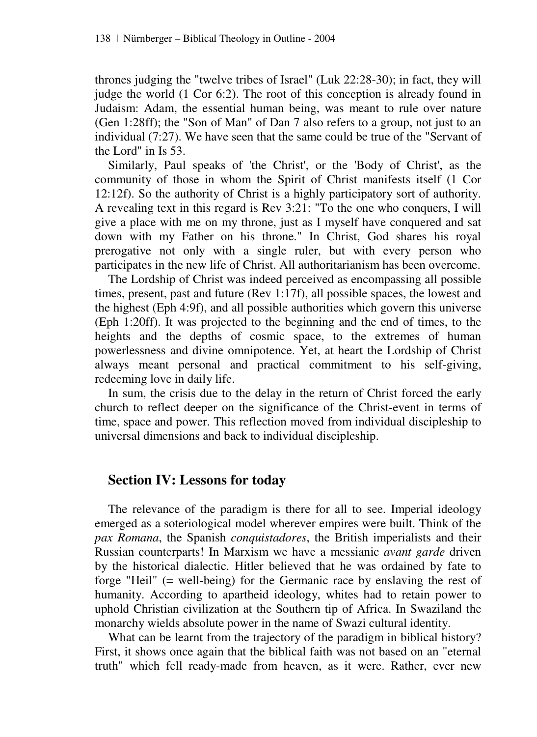thrones judging the "twelve tribes of Israel" (Luk 22:28-30); in fact, they will judge the world (1 Cor 6:2). The root of this conception is already found in Judaism: Adam, the essential human being, was meant to rule over nature (Gen 1:28ff); the "Son of Man" of Dan 7 also refers to a group, not just to an individual (7:27). We have seen that the same could be true of the "Servant of the Lord" in Is 53.

Similarly, Paul speaks of 'the Christ', or the 'Body of Christ', as the community of those in whom the Spirit of Christ manifests itself (1 Cor 12:12f). So the authority of Christ is a highly participatory sort of authority. A revealing text in this regard is Rev 3:21: "To the one who conquers, I will give a place with me on my throne, just as I myself have conquered and sat down with my Father on his throne." In Christ, God shares his royal prerogative not only with a single ruler, but with every person who participates in the new life of Christ. All authoritarianism has been overcome.

The Lordship of Christ was indeed perceived as encompassing all possible times, present, past and future (Rev 1:17f), all possible spaces, the lowest and the highest (Eph 4:9f), and all possible authorities which govern this universe (Eph 1:20ff). It was projected to the beginning and the end of times, to the heights and the depths of cosmic space, to the extremes of human powerlessness and divine omnipotence. Yet, at heart the Lordship of Christ always meant personal and practical commitment to his self-giving, redeeming love in daily life.

In sum, the crisis due to the delay in the return of Christ forced the early church to reflect deeper on the significance of the Christ-event in terms of time, space and power. This reflection moved from individual discipleship to universal dimensions and back to individual discipleship.

## Section IV: Lessons for today

The relevance of the paradigm is there for all to see. Imperial ideology emerged as a soteriological model wherever empires were built. Think of the *pax Romana*, the Spanish *conquistadores*, the British imperialists and their Russian counterparts! In Marxism we have a messianic *avant garde* driven by the historical dialectic. Hitler believed that he was ordained by fate to forge "Heil" (= well-being) for the Germanic race by enslaving the rest of humanity. According to apartheid ideology, whites had to retain power to uphold Christian civilization at the Southern tip of Africa. In Swaziland the monarchy wields absolute power in the name of Swazi cultural identity.

What can be learnt from the trajectory of the paradigm in biblical history? First, it shows once again that the biblical faith was not based on an "eternal truth" which fell ready-made from heaven, as it were. Rather, ever new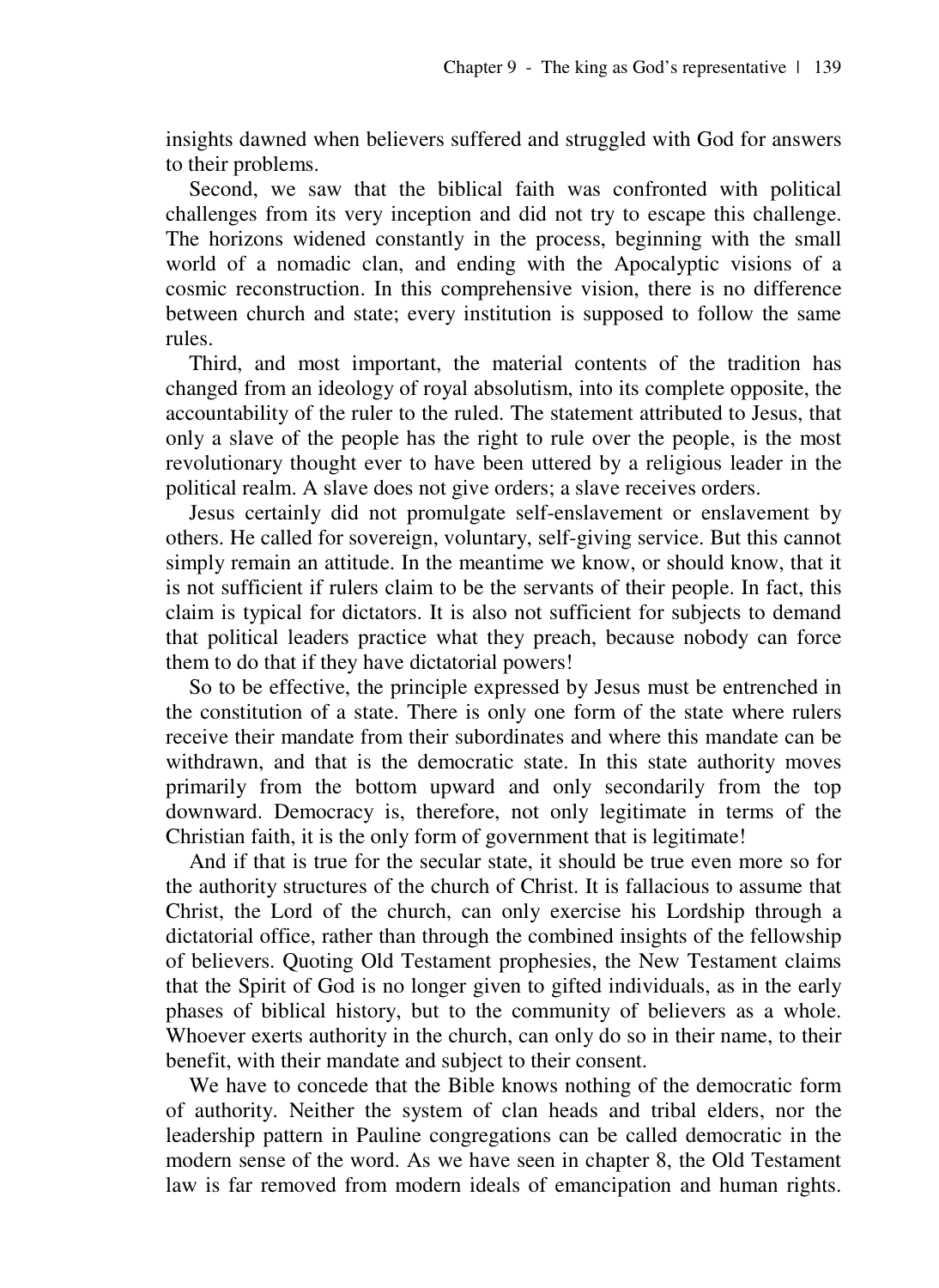insights dawned when believers suffered and struggled with God for answers to their problems.

Second, we saw that the biblical faith was confronted with political challenges from its very inception and did not try to escape this challenge. The horizons widened constantly in the process, beginning with the small world of a nomadic clan, and ending with the Apocalyptic visions of a cosmic reconstruction. In this comprehensive vision, there is no difference between church and state; every institution is supposed to follow the same rules.

Third, and most important, the material contents of the tradition has changed from an ideology of royal absolutism, into its complete opposite, the accountability of the ruler to the ruled. The statement attributed to Jesus, that only a slave of the people has the right to rule over the people, is the most revolutionary thought ever to have been uttered by a religious leader in the political realm. A slave does not give orders; a slave receives orders.

Jesus certainly did not promulgate self-enslavement or enslavement by others. He called for sovereign, voluntary, self-giving service. But this cannot simply remain an attitude. In the meantime we know, or should know, that it is not sufficient if rulers claim to be the servants of their people. In fact, this claim is typical for dictators. It is also not sufficient for subjects to demand that political leaders practice what they preach, because nobody can force them to do that if they have dictatorial powers!

So to be effective, the principle expressed by Jesus must be entrenched in the constitution of a state. There is only one form of the state where rulers receive their mandate from their subordinates and where this mandate can be withdrawn, and that is the democratic state. In this state authority moves primarily from the bottom upward and only secondarily from the top downward. Democracy is, therefore, not only legitimate in terms of the Christian faith, it is the only form of government that is legitimate!

And if that is true for the secular state, it should be true even more so for the authority structures of the church of Christ. It is fallacious to assume that Christ, the Lord of the church, can only exercise his Lordship through a dictatorial office, rather than through the combined insights of the fellowship of believers. Quoting Old Testament prophesies, the New Testament claims that the Spirit of God is no longer given to gifted individuals, as in the early phases of biblical history, but to the community of believers as a whole. Whoever exerts authority in the church, can only do so in their name, to their benefit, with their mandate and subject to their consent.

We have to concede that the Bible knows nothing of the democratic form of authority. Neither the system of clan heads and tribal elders, nor the leadership pattern in Pauline congregations can be called democratic in the modern sense of the word. As we have seen in chapter 8, the Old Testament law is far removed from modern ideals of emancipation and human rights.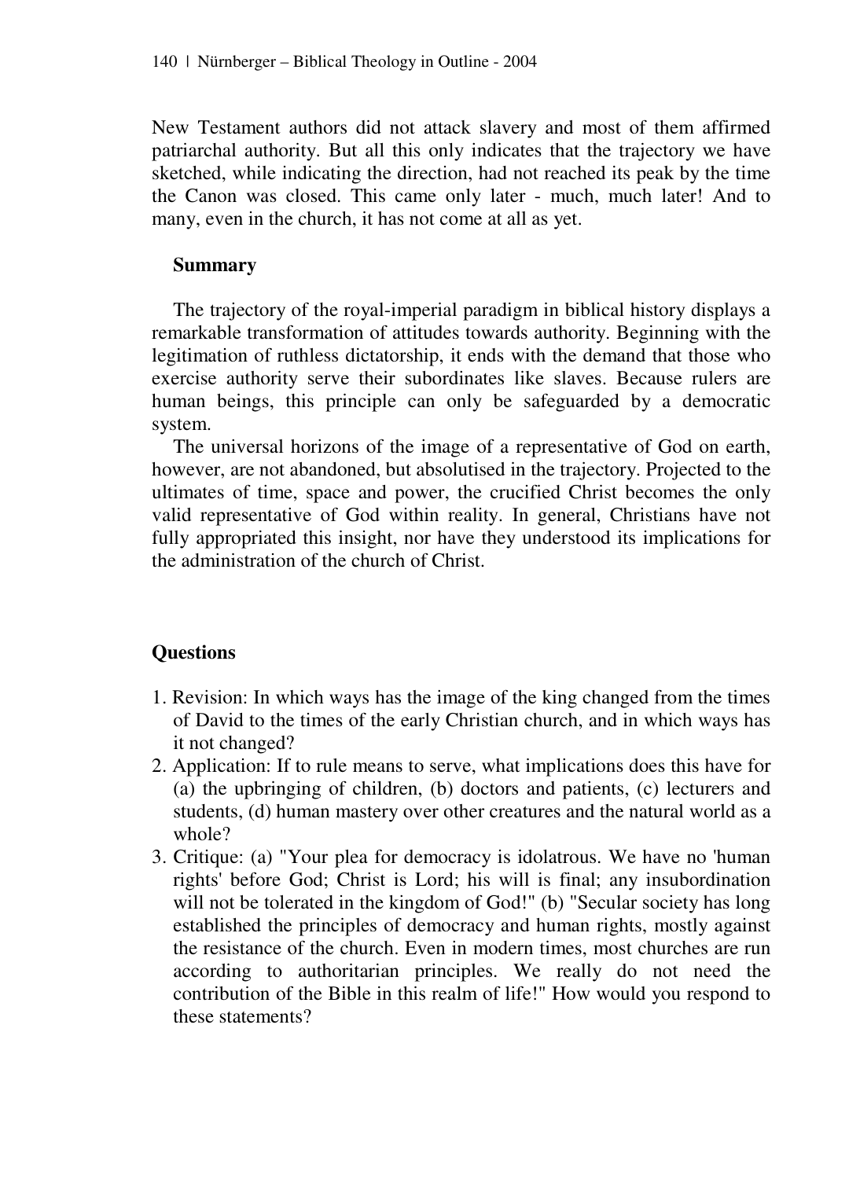New Testament authors did not attack slavery and most of them affirmed patriarchal authority. But all this only indicates that the trajectory we have sketched, while indicating the direction, had not reached its peak by the time the Canon was closed. This came only later - much, much later! And to many, even in the church, it has not come at all as yet.

### Summary

The trajectory of the royal-imperial paradigm in biblical history displays a remarkable transformation of attitudes towards authority. Beginning with the legitimation of ruthless dictatorship, it ends with the demand that those who exercise authority serve their subordinates like slaves. Because rulers are human beings, this principle can only be safeguarded by a democratic system.

The universal horizons of the image of a representative of God on earth, however, are not abandoned, but absolutised in the trajectory. Projected to the ultimates of time, space and power, the crucified Christ becomes the only valid representative of God within reality. In general, Christians have not fully appropriated this insight, nor have they understood its implications for the administration of the church of Christ.

## Questions

1. Revision: In which ways has the image of the king changed from the times of David to the times of the early Christian church, and in which ways has it not changed?
2. Application: If to rule means to serve, what implications does this have for (a) the upbringing of children, (b) doctors and patients, (c) lecturers and students, (d) human mastery over other creatures and the natural world as a whole?
3. Critique: (a) "Your plea for democracy is idolatrous. We have no 'human rights' before God; Christ is Lord; his will is final; any insubordination will not be tolerated in the kingdom of God!" (b) "Secular society has long established the principles of democracy and human rights, mostly against the resistance of the church. Even in modern times, most churches are run according to authoritarian principles. We really do not need the contribution of the Bible in this realm of life!" How would you respond to these statements?